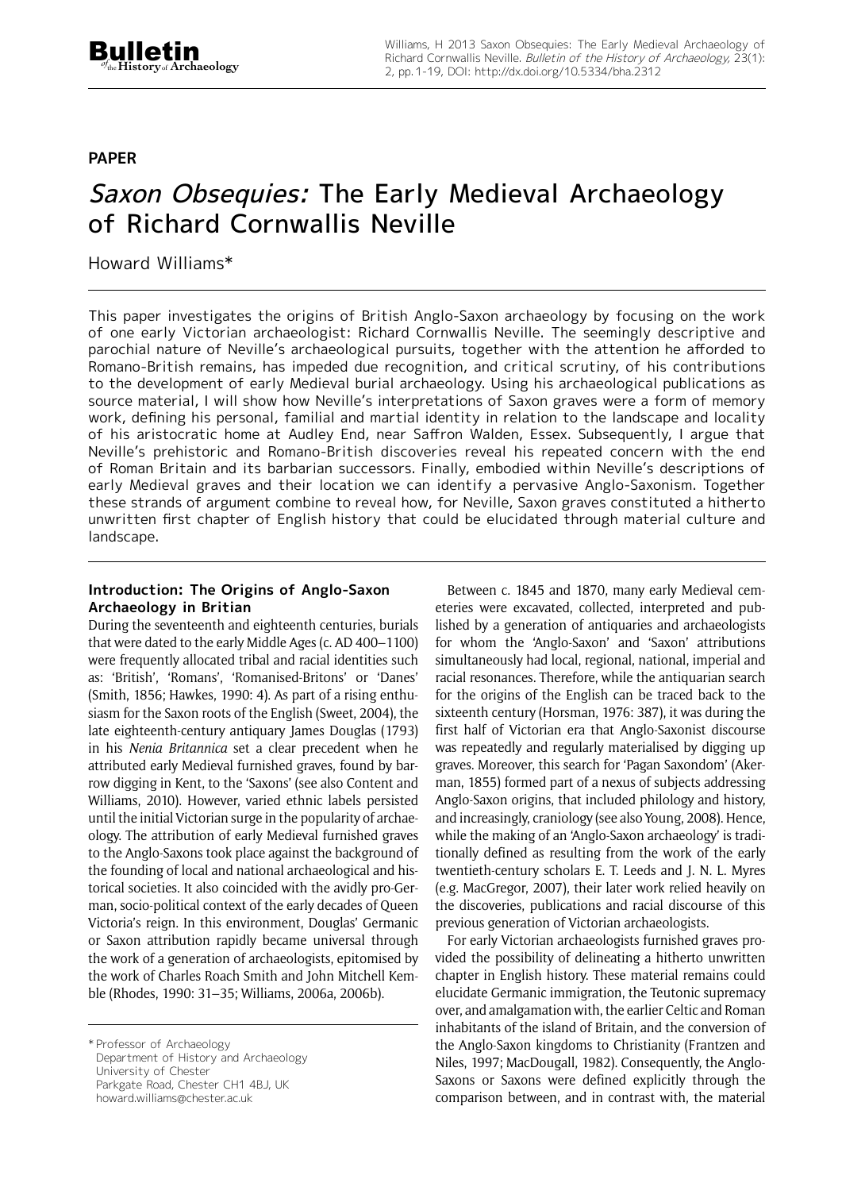PAPER

# *Saxon Obsequies:* The Early Medieval Archaeology of Richard Cornwallis Neville

Howard Williams*

This paper investigates the origins of British Anglo-Saxon archaeology by focusing on the work of one early Victorian archaeologist: Richard Cornwallis Neville. The seemingly descriptive and parochial nature of Neville's archaeological pursuits, together with the attention he afforded to Romano-British remains, has impeded due recognition, and critical scrutiny, of his contributions to the development of early Medieval burial archaeology. Using his archaeological publications as source material, I will show how Neville's interpretations of Saxon graves were a form of memory work, defining his personal, familial and martial identity in relation to the landscape and locality of his aristocratic home at Audley End, near Saffron Walden, Essex. Subsequently, I argue that Neville's prehistoric and Romano-British discoveries reveal his repeated concern with the end of Roman Britain and its barbarian successors. Finally, embodied within Neville's descriptions of early Medieval graves and their location we can identify a pervasive Anglo-Saxonism. Together these strands of argument combine to reveal how, for Neville, Saxon graves constituted a hitherto unwritten first chapter of English history that could be elucidated through material culture and landscape.

## Introduction: The Origins of Anglo-Saxon Archaeology in Britian

During the seventeenth and eighteenth centuries, burials that were dated to the early Middle Ages (c. AD 400–1100) were frequently allocated tribal and racial identities such as: 'British', 'Romans', 'Romanised-Britons' or 'Danes' (Smith, 1856; Hawkes, 1990: 4). As part of a rising enthusiasm for the Saxon roots of the English (Sweet, 2004), the late eighteenth-century antiquary James Douglas (1793) in his *Nenia Britannica* set a clear precedent when he attributed early Medieval furnished graves, found by barrow digging in Kent, to the 'Saxons' (see also Content and Williams, 2010). However, varied ethnic labels persisted until the initial Victorian surge in the popularity of archaeology. The attribution of early Medieval furnished graves to the Anglo-Saxons took place against the background of the founding of local and national archaeological and historical societies. It also coincided with the avidly pro-German, socio-political context of the early decades of Queen Victoria's reign. In this environment, Douglas' Germanic or Saxon attribution rapidly became universal through the work of a generation of archaeologists, epitomised by the work of Charles Roach Smith and John Mitchell Kemble (Rhodes, 1990: 31–35; Williams, 2006a, 2006b).

Between c. 1845 and 1870, many early Medieval cemeteries were excavated, collected, interpreted and published by a generation of antiquaries and archaeologists for whom the 'Anglo-Saxon' and 'Saxon' attributions simultaneously had local, regional, national, imperial and racial resonances. Therefore, while the antiquarian search for the origins of the English can be traced back to the sixteenth century (Horsman, 1976: 387), it was during the first half of Victorian era that Anglo-Saxonist discourse was repeatedly and regularly materialised by digging up graves. Moreover, this search for 'Pagan Saxondom' (Akerman, 1855) formed part of a nexus of subjects addressing Anglo-Saxon origins, that included philology and history, and increasingly, craniology (see also Young, 2008). Hence, while the making of an 'Anglo-Saxon archaeology' is traditionally defined as resulting from the work of the early twentieth-century scholars E. T. Leeds and J. N. L. Myres (e.g. MacGregor, 2007), their later work relied heavily on the discoveries, publications and racial discourse of this previous generation of Victorian archaeologists.

For early Victorian archaeologists furnished graves provided the possibility of delineating a hitherto unwritten chapter in English history. These material remains could elucidate Germanic immigration, the Teutonic supremacy over, and amalgamation with, the earlier Celtic and Roman inhabitants of the island of Britain, and the conversion of the Anglo-Saxon kingdoms to Christianity (Frantzen and Niles, 1997; MacDougall, 1982). Consequently, the Anglo-Saxons or Saxons were defined explicitly through the comparison between, and in contrast with, the material

\* Professor of Archaeology
Department of History and Archaeology
University of Chester
Parkgate Road, Chester CH1 4BJ, UK
howard.williams@chester.ac.uk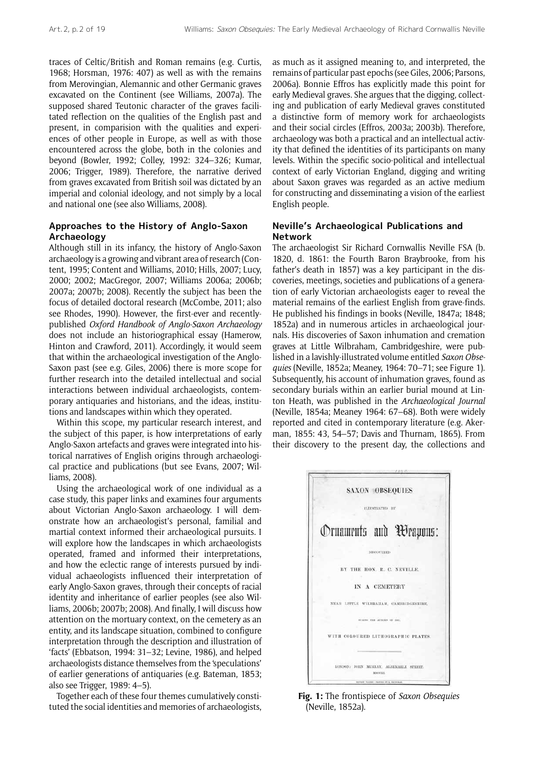traces of Celtic/British and Roman remains (e.g. Curtis, 1968; Horsman, 1976: 407) as well as with the remains from Merovingian, Alemannic and other Germanic graves excavated on the Continent (see Williams, 2007a). The supposed shared Teutonic character of the graves facilitated reflection on the qualities of the English past and present, in comparision with the qualities and experiences of other people in Europe, as well as with those encountered across the globe, both in the colonies and beyond (Bowler, 1992; Colley, 1992: 324–326; Kumar, 2006; Trigger, 1989). Therefore, the narrative derived from graves excavated from British soil was dictated by an imperial and colonial ideology, and not simply by a local and national one (see also Williams, 2008).

## Approaches to the History of Anglo-Saxon Archaeology

Although still in its infancy, the history of Anglo-Saxon archaeology is a growing and vibrant area of research (Content, 1995; Content and Williams, 2010; Hills, 2007; Lucy, 2000; 2002; MacGregor, 2007; Williams 2006a; 2006b; 2007a; 2007b; 2008). Recently the subject has been the focus of detailed doctoral research (McCombe, 2011; also see Rhodes, 1990). However, the first-ever and recently-published *Oxford Handbook of Anglo-Saxon Archaeology* does not include an historiographical essay (Hamerow, Hinton and Crawford, 2011). Accordingly, it would seem that within the archaeological investigation of the Anglo-Saxon past (see e.g. Giles, 2006) there is more scope for further research into the detailed intellectual and social interactions between individual archaeologists, contemporary antiquaries and historians, and the ideas, institutions and landscapes within which they operated.

Within this scope, my particular research interest, and the subject of this paper, is how interpretations of early Anglo-Saxon artefacts and graves were integrated into historical narratives of English origins through archaeological practice and publications (but see Evans, 2007; Williams, 2008).

Using the archaeological work of one individual as a case study, this paper links and examines four arguments about Victorian Anglo-Saxon archaeology. I will demonstrate how an archaeologist's personal, familial and martial context informed their archaeological pursuits. I will explore how the landscapes in which archaeologists operated, framed and informed their interpretations, and how the eclectic range of interests pursued by individual achaeologists influenced their interpretation of early Anglo-Saxon graves, through their concepts of racial identity and inheritance of earlier peoples (see also Williams, 2006b; 2007b; 2008). And finally, I will discuss how attention on the mortuary context, on the cemetery as an entity, and its landscape situation, combined to configure interpretation through the description and illustration of 'facts' (Ebbatson, 1994: 31–32; Levine, 1986), and helped archaeologists distance themselves from the 'speculations' of earlier generations of antiquaries (e.g. Bateman, 1853; also see Trigger, 1989: 4–5).

Together each of these four themes cumulatively constituted the social identities and memories of archaeologists, as much as it assigned meaning to, and interpreted, the remains of particular past epochs (see Giles, 2006; Parsons, 2006a). Bonnie Effros has explicitly made this point for early Medieval graves. She argues that the digging, collecting and publication of early Medieval graves constituted a distinctive form of memory work for archaeologists and their social circles (Effros, 2003a; 2003b). Therefore, archaeology was both a practical and an intellectual activity that defined the identities of its participants on many levels. Within the specific socio-political and intellectual context of early Victorian England, digging and writing about Saxon graves was regarded as an active medium for constructing and disseminating a vision of the earliest English people.

## Neville's Archaeological Publications and Network

The archaeologist Sir Richard Cornwallis Neville FSA (b. 1820, d. 1861: the Fourth Baron Braybrooke, from his father's death in 1857) was a key participant in the discoveries, meetings, societies and publications of a generation of early Victorian archaeologists eager to reveal the material remains of the earliest English from grave-finds. He published his findings in books (Neville, 1847a; 1848; 1852a) and in numerous articles in archaeological journals. His discoveries of Saxon inhumation and cremation graves at Little Wilbraham, Cambridgeshire, were published in a lavishly-illustrated volume entitled *Saxon Obsequies* (Neville, 1852a; Meaney, 1964: 70–71; see Figure 1). Subsequently, his account of inhumation graves, found as secondary burials within an earlier burial mound at Linton Heath, was published in the *Archaeological Journal* (Neville, 1854a; Meaney 1964: 67–68). Both were widely reported and cited in contemporary literature (e.g. Akerman, 1855: 43, 54–57; Davis and Thurnam, 1865). From their discovery to the present day, the collections and

SAXON OBSEQUIES

ILLUSTRATED BY

Ornaments and Weapons:

DISCOVERED

BY THE HON. R. C. NEVILLE.

IN A CEMETERY

NEAR LITTLE WILBRAHAM, CAMBRIDGESHIRE,

DURING THE AUTUMN OF 1851.

WITH COLOURED LITHOGRAPHIC PLATES.

LONDON: JOHN MURRAY, ALBEMARLE STREET.

MDCCCLII.

**Fig. 1:** The frontispiece of *Saxon Obsequies* (Neville, 1852a).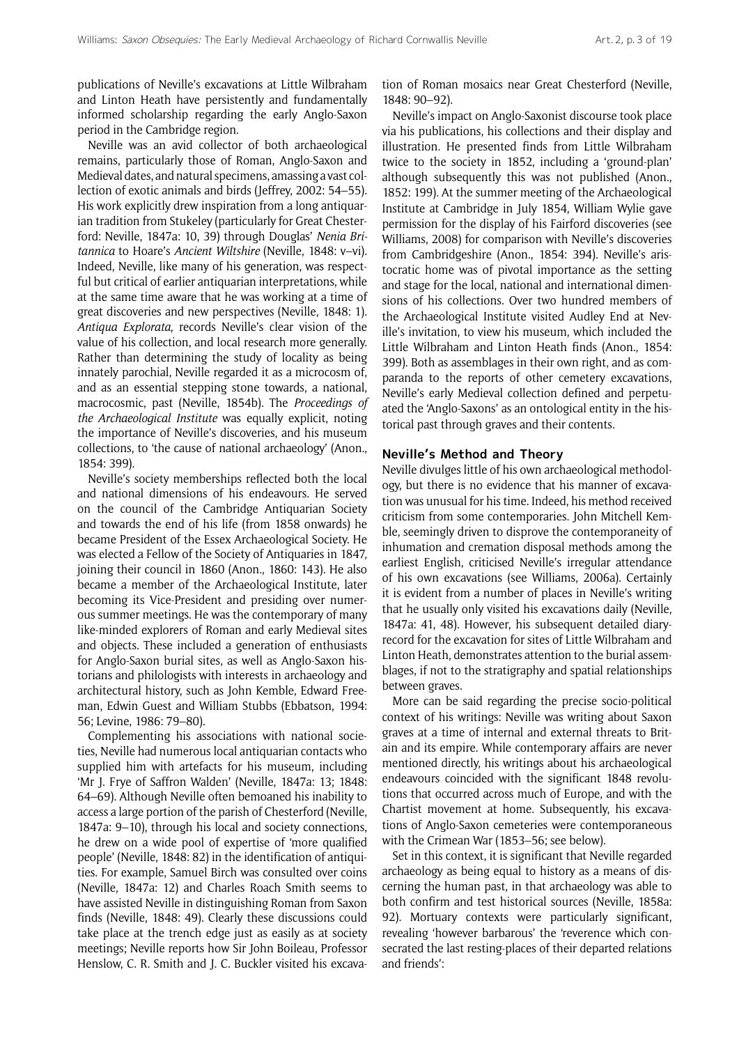publications of Neville's excavations at Little Wilbraham and Linton Heath have persistently and fundamentally informed scholarship regarding the early Anglo-Saxon period in the Cambridge region.

Neville was an avid collector of both archaeological remains, particularly those of Roman, Anglo-Saxon and Medieval dates, and natural specimens, amassing a vast collection of exotic animals and birds (Jeffrey, 2002: 54–55). His work explicitly drew inspiration from a long antiquarian tradition from Stukeley (particularly for Great Chesterford: Neville, 1847a: 10, 39) through Douglas' *Nenia Britannica* to Hoare's *Ancient Wiltshire* (Neville, 1848: v–vi). Indeed, Neville, like many of his generation, was respectful but critical of earlier antiquarian interpretations, while at the same time aware that he was working at a time of great discoveries and new perspectives (Neville, 1848: 1). *Antiqua Explorata*, records Neville's clear vision of the value of his collection, and local research more generally. Rather than determining the study of locality as being innately parochial, Neville regarded it as a microcosm of, and as an essential stepping stone towards, a national, macrocosmic, past (Neville, 1854b). The *Proceedings of the Archaeological Institute* was equally explicit, noting the importance of Neville's discoveries, and his museum collections, to 'the cause of national archaeology' (Anon., 1854: 399).

Neville's society memberships reflected both the local and national dimensions of his endeavours. He served on the council of the Cambridge Antiquarian Society and towards the end of his life (from 1858 onwards) he became President of the Essex Archaeological Society. He was elected a Fellow of the Society of Antiquaries in 1847, joining their council in 1860 (Anon., 1860: 143). He also became a member of the Archaeological Institute, later becoming its Vice-President and presiding over numerous summer meetings. He was the contemporary of many like-minded explorers of Roman and early Medieval sites and objects. These included a generation of enthusiasts for Anglo-Saxon burial sites, as well as Anglo-Saxon historians and philologists with interests in archaeology and architectural history, such as John Kemble, Edward Freeman, Edwin Guest and William Stubbs (Ebbatson, 1994: 56; Levine, 1986: 79–80).

Complementing his associations with national societies, Neville had numerous local antiquarian contacts who supplied him with artefacts for his museum, including 'Mr J. Frye of Saffron Walden' (Neville, 1847a: 13; 1848: 64–69). Although Neville often bemoaned his inability to access a large portion of the parish of Chesterford (Neville, 1847a: 9–10), through his local and society connections, he drew on a wide pool of expertise of 'more qualified people' (Neville, 1848: 82) in the identification of antiquities. For example, Samuel Birch was consulted over coins (Neville, 1847a: 12) and Charles Roach Smith seems to have assisted Neville in distinguishing Roman from Saxon finds (Neville, 1848: 49). Clearly these discussions could take place at the trench edge just as easily as at society meetings; Neville reports how Sir John Boileau, Professor Henslow, C. R. Smith and J. C. Buckler visited his excavation of Roman mosaics near Great Chesterford (Neville, 1848: 90–92).

Neville's impact on Anglo-Saxonist discourse took place via his publications, his collections and their display and illustration. He presented finds from Little Wilbraham twice to the society in 1852, including a 'ground-plan' although subsequently this was not published (Anon., 1852: 199). At the summer meeting of the Archaeological Institute at Cambridge in July 1854, William Wylie gave permission for the display of his Fairford discoveries (see Williams, 2008) for comparison with Neville's discoveries from Cambridgeshire (Anon., 1854: 394). Neville's aristocratic home was of pivotal importance as the setting and stage for the local, national and international dimensions of his collections. Over two hundred members of the Archaeological Institute visited Audley End at Neville's invitation, to view his museum, which included the Little Wilbraham and Linton Heath finds (Anon., 1854: 399). Both as assemblages in their own right, and as comparanda to the reports of other cemetery excavations, Neville's early Medieval collection defined and perpetuated the 'Anglo-Saxons' as an ontological entity in the historical past through graves and their contents.

## Neville's Method and Theory

Neville divulges little of his own archaeological methodology, but there is no evidence that his manner of excavation was unusual for his time. Indeed, his method received criticism from some contemporaries. John Mitchell Kemble, seemingly driven to disprove the contemporaneity of inhumation and cremation disposal methods among the earliest English, criticised Neville's irregular attendance of his own excavations (see Williams, 2006a). Certainly it is evident from a number of places in Neville's writing that he usually only visited his excavations daily (Neville, 1847a: 41, 48). However, his subsequent detailed diary-record for the excavation for sites of Little Wilbraham and Linton Heath, demonstrates attention to the burial assemblages, if not to the stratigraphy and spatial relationships between graves.

More can be said regarding the precise socio-political context of his writings: Neville was writing about Saxon graves at a time of internal and external threats to Britain and its empire. While contemporary affairs are never mentioned directly, his writings about his archaeological endeavours coincided with the significant 1848 revolutions that occurred across much of Europe, and with the Chartist movement at home. Subsequently, his excavations of Anglo-Saxon cemeteries were contemporaneous with the Crimean War (1853–56; see below).

Set in this context, it is significant that Neville regarded archaeology as being equal to history as a means of discerning the human past, in that archaeology was able to both confirm and test historical sources (Neville, 1858a: 92). Mortuary contexts were particularly significant, revealing 'however barbarous' the 'reverence which consecrated the last resting-places of their departed relations and friends':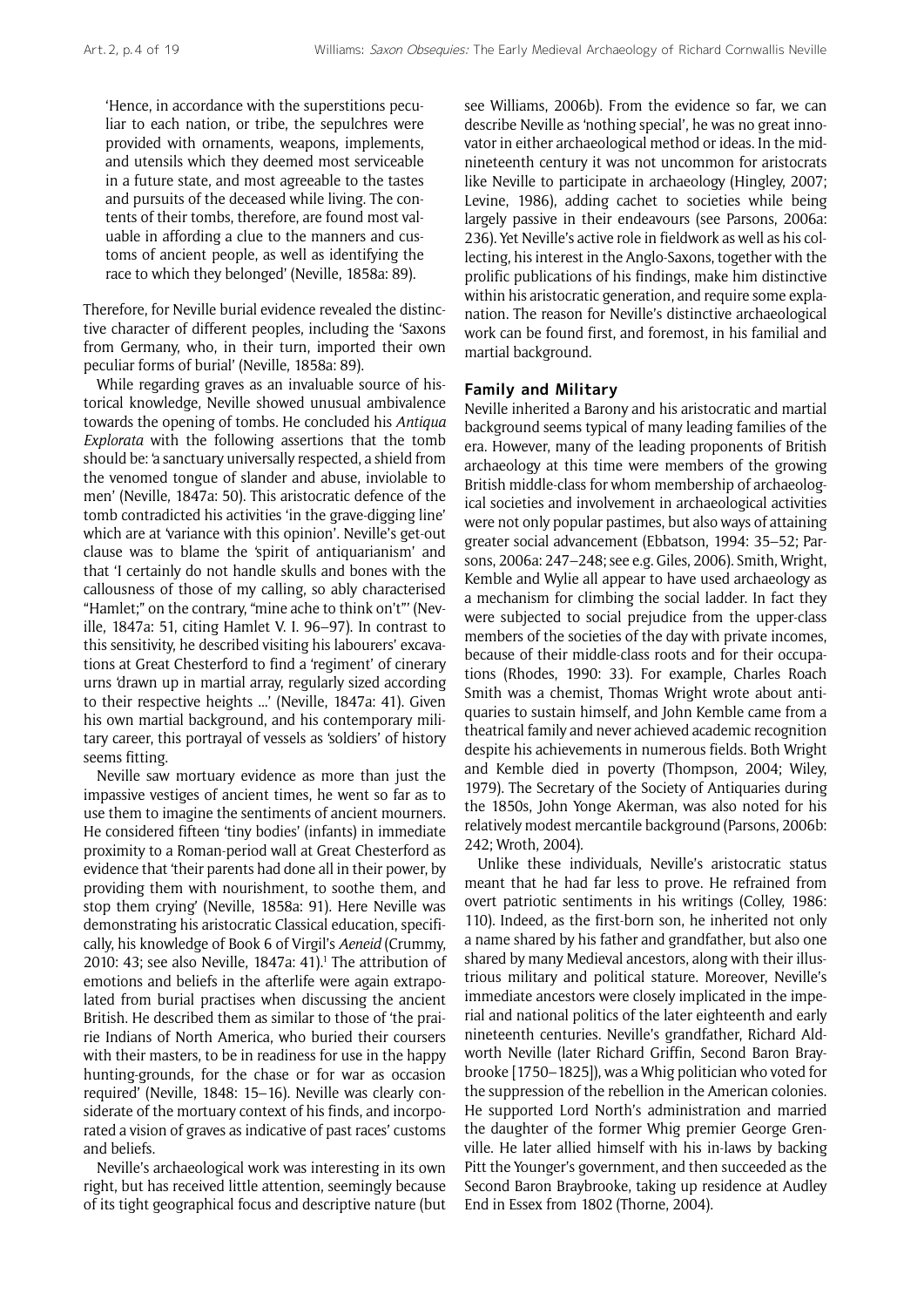'Hence, in accordance with the superstitions peculiar to each nation, or tribe, the sepulchres were provided with ornaments, weapons, implements, and utensils which they deemed most serviceable in a future state, and most agreeable to the tastes and pursuits of the deceased while living. The contents of their tombs, therefore, are found most valuable in affording a clue to the manners and customs of ancient people, as well as identifying the race to which they belonged' (Neville, 1858a: 89).

Therefore, for Neville burial evidence revealed the distinctive character of different peoples, including the 'Saxons from Germany, who, in their turn, imported their own peculiar forms of burial' (Neville, 1858a: 89).

While regarding graves as an invaluable source of historical knowledge, Neville showed unusual ambivalence towards the opening of tombs. He concluded his *Antiqua Explorata* with the following assertions that the tomb should be: 'a sanctuary universally respected, a shield from the venomed tongue of slander and abuse, inviolable to men' (Neville, 1847a: 50). This aristocratic defence of the tomb contradicted his activities 'in the grave-digging line' which are at 'variance with this opinion'. Neville's get-out clause was to blame the 'spirit of antiquarianism' and that 'I certainly do not handle skulls and bones with the callousness of those of my calling, so ably characterised "Hamlet;" on the contrary, "mine ache to think on't"' (Neville, 1847a: 51, citing Hamlet V. I. 96–97). In contrast to this sensitivity, he described visiting his labourers' excavations at Great Chesterford to find a 'regiment' of cinerary urns 'drawn up in martial array, regularly sized according to their respective heights ...' (Neville, 1847a: 41). Given his own martial background, and his contemporary military career, this portrayal of vessels as 'soldiers' of history seems fitting.

Neville saw mortuary evidence as more than just the impassive vestiges of ancient times, he went so far as to use them to imagine the sentiments of ancient mourners. He considered fifteen 'tiny bodies' (infants) in immediate proximity to a Roman-period wall at Great Chesterford as evidence that 'their parents had done all in their power, by providing them with nourishment, to soothe them, and stop them crying' (Neville, 1858a: 91). Here Neville was demonstrating his aristocratic Classical education, specifically, his knowledge of Book 6 of Virgil's *Aeneid* (Crummy, 2010: 43; see also Neville, 1847a: 41).[1] The attribution of emotions and beliefs in the afterlife were again extrapolated from burial practises when discussing the ancient British. He described them as similar to those of 'the prairie Indians of North America, who buried their coursers with their masters, to be in readiness for use in the happy hunting-grounds, for the chase or for war as occasion required' (Neville, 1848: 15–16). Neville was clearly considerate of the mortuary context of his finds, and incorporated a vision of graves as indicative of past races' customs and beliefs.

Neville's archaeological work was interesting in its own right, but has received little attention, seemingly because of its tight geographical focus and descriptive nature (but see Williams, 2006b). From the evidence so far, we can describe Neville as 'nothing special', he was no great innovator in either archaeological method or ideas. In the mid-nineteenth century it was not uncommon for aristocrats like Neville to participate in archaeology (Hingley, 2007; Levine, 1986), adding cachet to societies while being largely passive in their endeavours (see Parsons, 2006a: 236). Yet Neville's active role in fieldwork as well as his collecting, his interest in the Anglo-Saxons, together with the prolific publications of his findings, make him distinctive within his aristocratic generation, and require some explanation. The reason for Neville's distinctive archaeological work can be found first, and foremost, in his familial and martial background.

### Family and Military

Neville inherited a Barony and his aristocratic and martial background seems typical of many leading families of the era. However, many of the leading proponents of British archaeology at this time were members of the growing British middle-class for whom membership of archaeological societies and involvement in archaeological activities were not only popular pastimes, but also ways of attaining greater social advancement (Ebbatson, 1994: 35–52; Parsons, 2006a: 247–248; see e.g. Giles, 2006). Smith, Wright, Kemble and Wylie all appear to have used archaeology as a mechanism for climbing the social ladder. In fact they were subjected to social prejudice from the upper-class members of the societies of the day with private incomes, because of their middle-class roots and for their occupations (Rhodes, 1990: 33). For example, Charles Roach Smith was a chemist, Thomas Wright wrote about antiquaries to sustain himself, and John Kemble came from a theatrical family and never achieved academic recognition despite his achievements in numerous fields. Both Wright and Kemble died in poverty (Thompson, 2004; Wiley, 1979). The Secretary of the Society of Antiquaries during the 1850s, John Yonge Akerman, was also noted for his relatively modest mercantile background (Parsons, 2006b: 242; Wroth, 2004).

Unlike these individuals, Neville's aristocratic status meant that he had far less to prove. He refrained from overt patriotic sentiments in his writings (Colley, 1986: 110). Indeed, as the first-born son, he inherited not only a name shared by his father and grandfather, but also one shared by many Medieval ancestors, along with their illustrious military and political stature. Moreover, Neville's immediate ancestors were closely implicated in the imperial and national politics of the later eighteenth and early nineteenth centuries. Neville's grandfather, Richard Aldworth Neville (later Richard Griffin, Second Baron Braybrooke [1750–1825]), was a Whig politician who voted for the suppression of the rebellion in the American colonies. He supported Lord North's administration and married the daughter of the former Whig premier George Grenville. He later allied himself with his in-laws by backing Pitt the Younger's government, and then succeeded as the Second Baron Braybrooke, taking up residence at Audley End in Essex from 1802 (Thorne, 2004).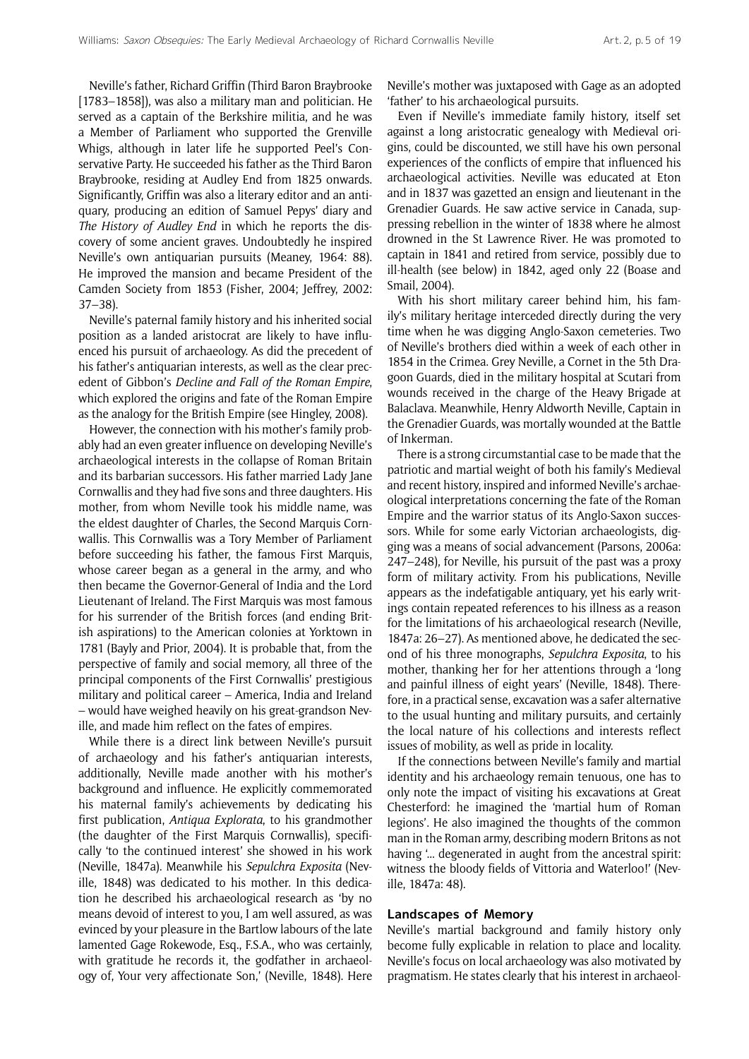Neville's father, Richard Griffin (Third Baron Braybrooke [1783–1858]), was also a military man and politician. He served as a captain of the Berkshire militia, and he was a Member of Parliament who supported the Grenville Whigs, although in later life he supported Peel's Conservative Party. He succeeded his father as the Third Baron Braybrooke, residing at Audley End from 1825 onwards. Significantly, Griffin was also a literary editor and an antiquary, producing an edition of Samuel Pepys' diary and *The History of Audley End* in which he reports the discovery of some ancient graves. Undoubtedly he inspired Neville's own antiquarian pursuits (Meaney, 1964: 88). He improved the mansion and became President of the Camden Society from 1853 (Fisher, 2004; Jeffrey, 2002: 37–38).

Neville's paternal family history and his inherited social position as a landed aristocrat are likely to have influenced his pursuit of archaeology. As did the precedent of his father's antiquarian interests, as well as the clear precedent of Gibbon's *Decline and Fall of the Roman Empire*, which explored the origins and fate of the Roman Empire as the analogy for the British Empire (see Hingley, 2008).

However, the connection with his mother's family probably had an even greater influence on developing Neville's archaeological interests in the collapse of Roman Britain and its barbarian successors. His father married Lady Jane Cornwallis and they had five sons and three daughters. His mother, from whom Neville took his middle name, was the eldest daughter of Charles, the Second Marquis Cornwallis. This Cornwallis was a Tory Member of Parliament before succeeding his father, the famous First Marquis, whose career began as a general in the army, and who then became the Governor-General of India and the Lord Lieutenant of Ireland. The First Marquis was most famous for his surrender of the British forces (and ending British aspirations) to the American colonies at Yorktown in 1781 (Bayly and Prior, 2004). It is probable that, from the perspective of family and social memory, all three of the principal components of the First Cornwallis' prestigious military and political career – America, India and Ireland – would have weighed heavily on his great-grandson Neville, and made him reflect on the fates of empires.

While there is a direct link between Neville's pursuit of archaeology and his father's antiquarian interests, additionally, Neville made another with his mother's background and influence. He explicitly commemorated his maternal family's achievements by dedicating his first publication, *Antiqua Explorata*, to his grandmother (the daughter of the First Marquis Cornwallis), specifically 'to the continued interest' she showed in his work (Neville, 1847a). Meanwhile his *Sepulchra Exposita* (Neville, 1848) was dedicated to his mother. In this dedication he described his archaeological research as 'by no means devoid of interest to you, I am well assured, as was evinced by your pleasure in the Bartlow labours of the late lamented Gage Rokewode, Esq., F.S.A., who was certainly, with gratitude he records it, the godfather in archaeology of, Your very affectionate Son,' (Neville, 1848). Here Neville's mother was juxtaposed with Gage as an adopted 'father' to his archaeological pursuits.

Even if Neville's immediate family history, itself set against a long aristocratic genealogy with Medieval origins, could be discounted, we still have his own personal experiences of the conflicts of empire that influenced his archaeological activities. Neville was educated at Eton and in 1837 was gazetted an ensign and lieutenant in the Grenadier Guards. He saw active service in Canada, suppressing rebellion in the winter of 1838 where he almost drowned in the St Lawrence River. He was promoted to captain in 1841 and retired from service, possibly due to ill-health (see below) in 1842, aged only 22 (Boase and Smail, 2004).

With his short military career behind him, his family's military heritage interceded directly during the very time when he was digging Anglo-Saxon cemeteries. Two of Neville's brothers died within a week of each other in 1854 in the Crimea. Grey Neville, a Cornet in the 5th Dragoon Guards, died in the military hospital at Scutari from wounds received in the charge of the Heavy Brigade at Balaclava. Meanwhile, Henry Aldworth Neville, Captain in the Grenadier Guards, was mortally wounded at the Battle of Inkerman.

There is a strong circumstantial case to be made that the patriotic and martial weight of both his family's Medieval and recent history, inspired and informed Neville's archaeological interpretations concerning the fate of the Roman Empire and the warrior status of its Anglo-Saxon successors. While for some early Victorian archaeologists, digging was a means of social advancement (Parsons, 2006a: 247–248), for Neville, his pursuit of the past was a proxy form of military activity. From his publications, Neville appears as the indefatigable antiquary, yet his early writings contain repeated references to his illness as a reason for the limitations of his archaeological research (Neville, 1847a: 26–27). As mentioned above, he dedicated the second of his three monographs, *Sepulchra Exposita*, to his mother, thanking her for her attentions through a 'long and painful illness of eight years' (Neville, 1848). Therefore, in a practical sense, excavation was a safer alternative to the usual hunting and military pursuits, and certainly the local nature of his collections and interests reflect issues of mobility, as well as pride in locality.

If the connections between Neville's family and martial identity and his archaeology remain tenuous, one has to only note the impact of visiting his excavations at Great Chesterford: he imagined the 'martial hum of Roman legions'. He also imagined the thoughts of the common man in the Roman army, describing modern Britons as not having '... degenerated in aught from the ancestral spirit: witness the bloody fields of Vittoria and Waterloo!' (Neville, 1847a: 48).

## Landscapes of Memory

Neville's martial background and family history only become fully explicable in relation to place and locality. Neville's focus on local archaeology was also motivated by pragmatism. He states clearly that his interest in archaeol-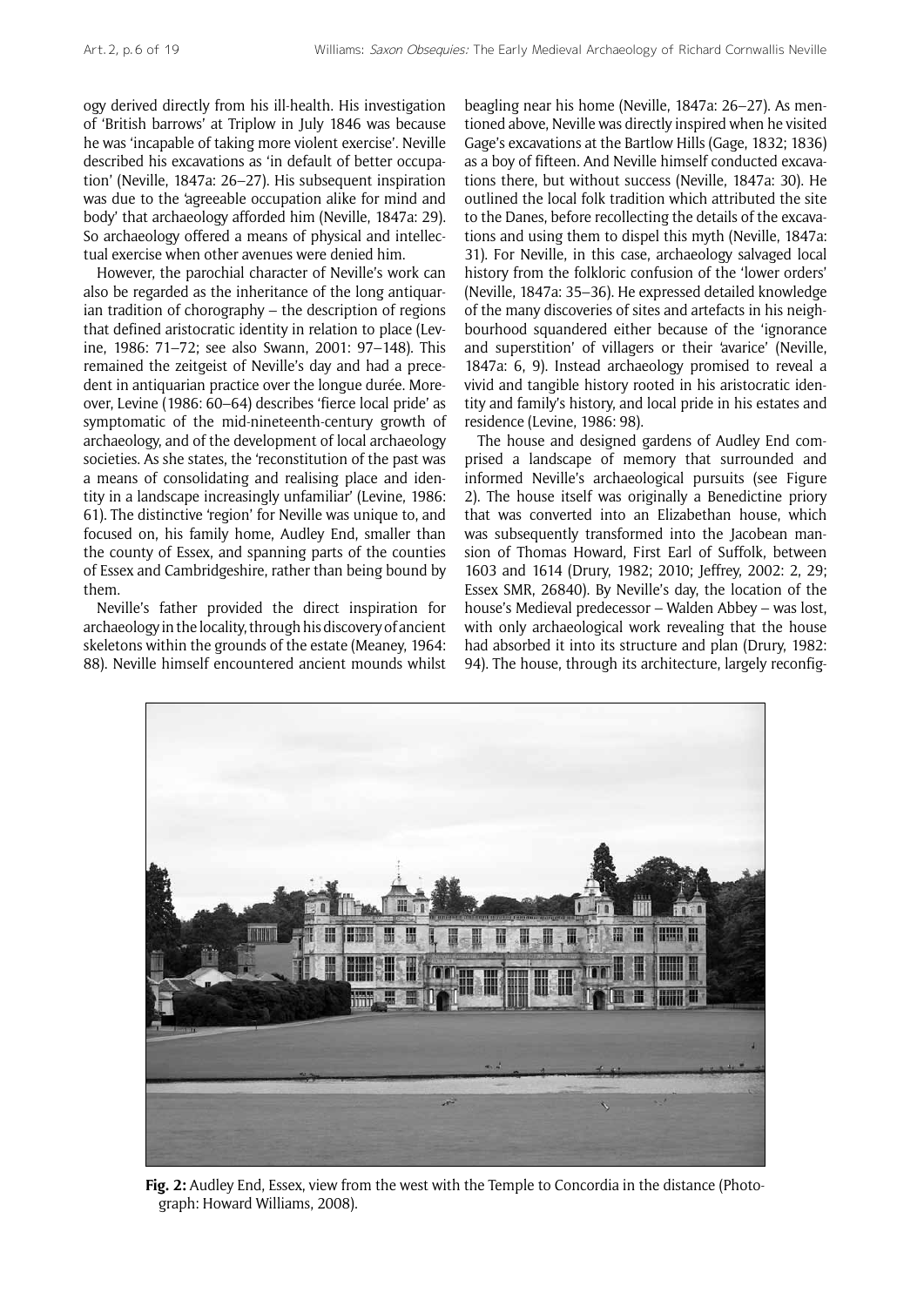ogy derived directly from his ill-health. His investigation of 'British barrows' at Triplow in July 1846 was because he was 'incapable of taking more violent exercise'. Neville described his excavations as 'in default of better occupation' (Neville, 1847a: 26–27). His subsequent inspiration was due to the 'agreeable occupation alike for mind and body' that archaeology afforded him (Neville, 1847a: 29). So archaeology offered a means of physical and intellectual exercise when other avenues were denied him.

However, the parochial character of Neville's work can also be regarded as the inheritance of the long antiquarian tradition of chorography – the description of regions that defined aristocratic identity in relation to place (Levine, 1986: 71–72; see also Swann, 2001: 97–148). This remained the zeitgeist of Neville's day and had a precedent in antiquarian practice over the longue durée. Moreover, Levine (1986: 60–64) describes 'fierce local pride' as symptomatic of the mid-nineteenth-century growth of archaeology, and of the development of local archaeology societies. As she states, the 'reconstitution of the past was a means of consolidating and realising place and identity in a landscape increasingly unfamiliar' (Levine, 1986: 61). The distinctive 'region' for Neville was unique to, and focused on, his family home, Audley End, smaller than the county of Essex, and spanning parts of the counties of Essex and Cambridgeshire, rather than being bound by them.

Neville's father provided the direct inspiration for archaeology in the locality, through his discovery of ancient skeletons within the grounds of the estate (Meaney, 1964: 88). Neville himself encountered ancient mounds whilst beagling near his home (Neville, 1847a: 26–27). As mentioned above, Neville was directly inspired when he visited Gage's excavations at the Bartlow Hills (Gage, 1832; 1836) as a boy of fifteen. And Neville himself conducted excavations there, but without success (Neville, 1847a: 30). He outlined the local folk tradition which attributed the site to the Danes, before recollecting the details of the excavations and using them to dispel this myth (Neville, 1847a: 31). For Neville, in this case, archaeology salvaged local history from the folkloric confusion of the 'lower orders' (Neville, 1847a: 35–36). He expressed detailed knowledge of the many discoveries of sites and artefacts in his neighbourhood squandered either because of the 'ignorance and superstition' of villagers or their 'avarice' (Neville, 1847a: 6, 9). Instead archaeology promised to reveal a vivid and tangible history rooted in his aristocratic identity and family's history, and local pride in his estates and residence (Levine, 1986: 98).

The house and designed gardens of Audley End comprised a landscape of memory that surrounded and informed Neville's archaeological pursuits (see Figure 2). The house itself was originally a Benedictine priory that was converted into an Elizabethan house, which was subsequently transformed into the Jacobean mansion of Thomas Howard, First Earl of Suffolk, between 1603 and 1614 (Drury, 1982; 2010; Jeffrey, 2002: 2, 29; Essex SMR, 26840). By Neville's day, the location of the house's Medieval predecessor – Walden Abbey – was lost, with only archaeological work revealing that the house had absorbed it into its structure and plan (Drury, 1982: 94). The house, through its architecture, largely reconfig-

**Fig. 2:** Audley End, Essex, view from the west with the Temple to Concordia in the distance (Photograph: Howard Williams, 2008).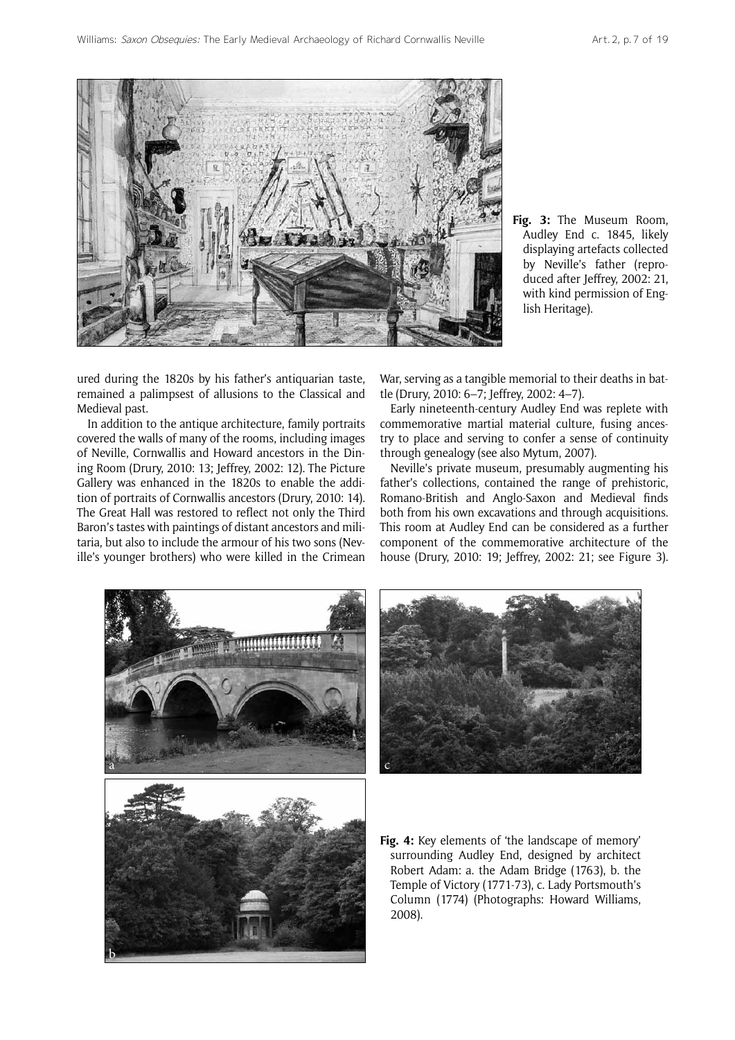**Fig. 3:** The Museum Room, Audley End c. 1845, likely displaying artefacts collected by Neville's father (reproduced after Jeffrey, 2002: 21, with kind permission of English Heritage).

ured during the 1820s by his father's antiquarian taste, remained a palimpsest of allusions to the Classical and Medieval past.

In addition to the antique architecture, family portraits covered the walls of many of the rooms, including images of Neville, Cornwallis and Howard ancestors in the Dining Room (Drury, 2010: 13; Jeffrey, 2002: 12). The Picture Gallery was enhanced in the 1820s to enable the addition of portraits of Cornwallis ancestors (Drury, 2010: 14). The Great Hall was restored to reflect not only the Third Baron's tastes with paintings of distant ancestors and militaria, but also to include the armour of his two sons (Neville's younger brothers) who were killed in the Crimean War, serving as a tangible memorial to their deaths in battle (Drury, 2010: 6–7; Jeffrey, 2002: 4–7).

Early nineteenth-century Audley End was replete with commemorative martial material culture, fusing ancestry to place and serving to confer a sense of continuity through genealogy (see also Mytum, 2007).

Neville's private museum, presumably augmenting his father's collections, contained the range of prehistoric, Romano-British and Anglo-Saxon and Medieval finds both from his own excavations and through acquisitions. This room at Audley End can be considered as a further component of the commemorative architecture of the house (Drury, 2010: 19; Jeffrey, 2002: 21; see Figure 3).

**Fig. 4:** Key elements of 'the landscape of memory' surrounding Audley End, designed by architect Robert Adam: a. the Adam Bridge (1763), b. the Temple of Victory (1771-73), c. Lady Portsmouth's Column (1774) (Photographs: Howard Williams, 2008).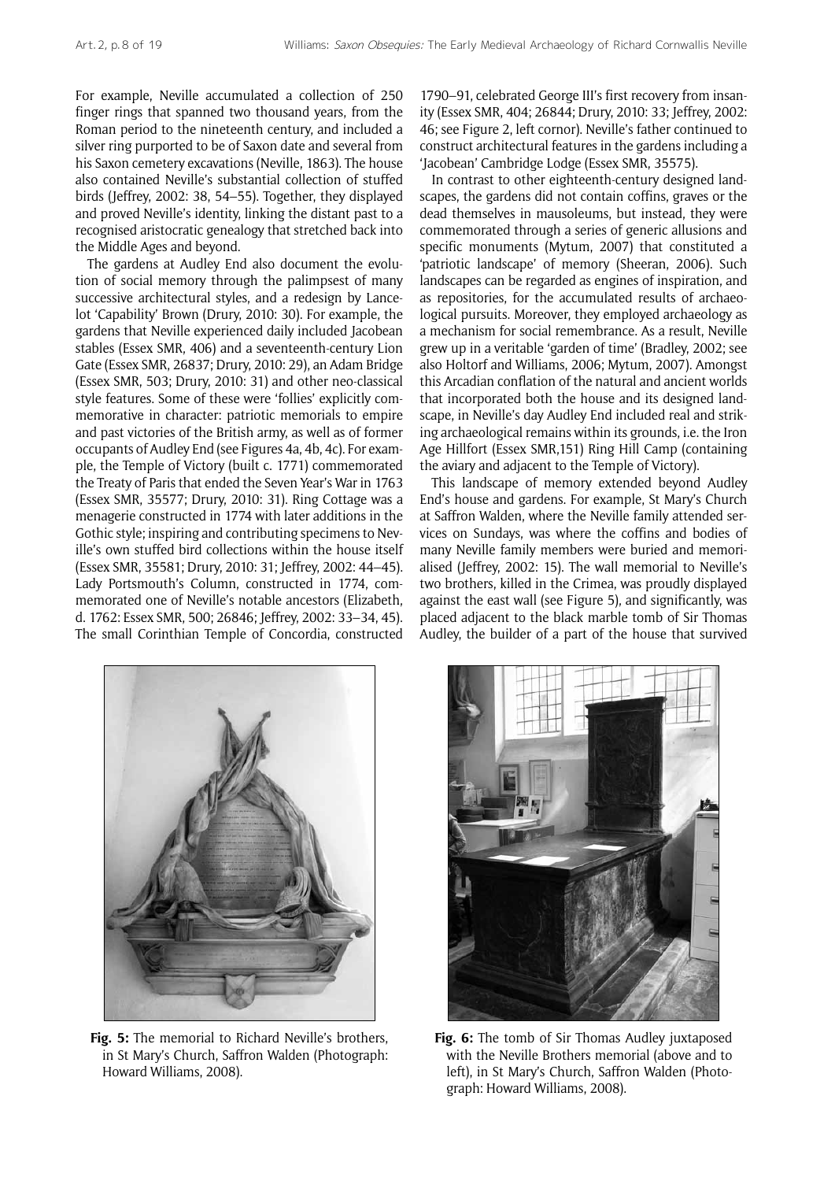For example, Neville accumulated a collection of 250 finger rings that spanned two thousand years, from the Roman period to the nineteenth century, and included a silver ring purported to be of Saxon date and several from his Saxon cemetery excavations (Neville, 1863). The house also contained Neville's substantial collection of stuffed birds (Jeffrey, 2002: 38, 54–55). Together, they displayed and proved Neville's identity, linking the distant past to a recognised aristocratic genealogy that stretched back into the Middle Ages and beyond.

The gardens at Audley End also document the evolution of social memory through the palimpsest of many successive architectural styles, and a redesign by Lancelot 'Capability' Brown (Drury, 2010: 30). For example, the gardens that Neville experienced daily included Jacobean stables (Essex SMR, 406) and a seventeenth-century Lion Gate (Essex SMR, 26837; Drury, 2010: 29), an Adam Bridge (Essex SMR, 503; Drury, 2010: 31) and other neo-classical style features. Some of these were 'follies' explicitly commemorative in character: patriotic memorials to empire and past victories of the British army, as well as of former occupants of Audley End (see Figures 4a, 4b, 4c). For example, the Temple of Victory (built c. 1771) commemorated the Treaty of Paris that ended the Seven Year's War in 1763 (Essex SMR, 35577; Drury, 2010: 31). Ring Cottage was a menagerie constructed in 1774 with later additions in the Gothic style; inspiring and contributing specimens to Neville's own stuffed bird collections within the house itself (Essex SMR, 35581; Drury, 2010: 31; Jeffrey, 2002: 44–45). Lady Portsmouth's Column, constructed in 1774, commemorated one of Neville's notable ancestors (Elizabeth, d. 1762: Essex SMR, 500; 26846; Jeffrey, 2002: 33–34, 45). The small Corinthian Temple of Concordia, constructed 1790–91, celebrated George III's first recovery from insanity (Essex SMR, 404; 26844; Drury, 2010: 33; Jeffrey, 2002: 46; see Figure 2, left cornor). Neville's father continued to construct architectural features in the gardens including a 'Jacobean' Cambridge Lodge (Essex SMR, 35575).

In contrast to other eighteenth-century designed landscapes, the gardens did not contain coffins, graves or the dead themselves in mausoleums, but instead, they were commemorated through a series of generic allusions and specific monuments (Mytum, 2007) that constituted a 'patriotic landscape' of memory (Sheeran, 2006). Such landscapes can be regarded as engines of inspiration, and as repositories, for the accumulated results of archaeological pursuits. Moreover, they employed archaeology as a mechanism for social remembrance. As a result, Neville grew up in a veritable 'garden of time' (Bradley, 2002; see also Holtorf and Williams, 2006; Mytum, 2007). Amongst this Arcadian conflation of the natural and ancient worlds that incorporated both the house and its designed landscape, in Neville's day Audley End included real and striking archaeological remains within its grounds, i.e. the Iron Age Hillfort (Essex SMR,151) Ring Hill Camp (containing the aviary and adjacent to the Temple of Victory).

This landscape of memory extended beyond Audley End's house and gardens. For example, St Mary's Church at Saffron Walden, where the Neville family attended services on Sundays, was where the coffins and bodies of many Neville family members were buried and memorialised (Jeffrey, 2002: 15). The wall memorial to Neville's two brothers, killed in the Crimea, was proudly displayed against the east wall (see Figure 5), and significantly, was placed adjacent to the black marble tomb of Sir Thomas Audley, the builder of a part of the house that survived

**Fig. 5:** The memorial to Richard Neville's brothers, in St Mary's Church, Saffron Walden (Photograph: Howard Williams, 2008).

**Fig. 6:** The tomb of Sir Thomas Audley juxtaposed with the Neville Brothers memorial (above and to left), in St Mary's Church, Saffron Walden (Photograph: Howard Williams, 2008).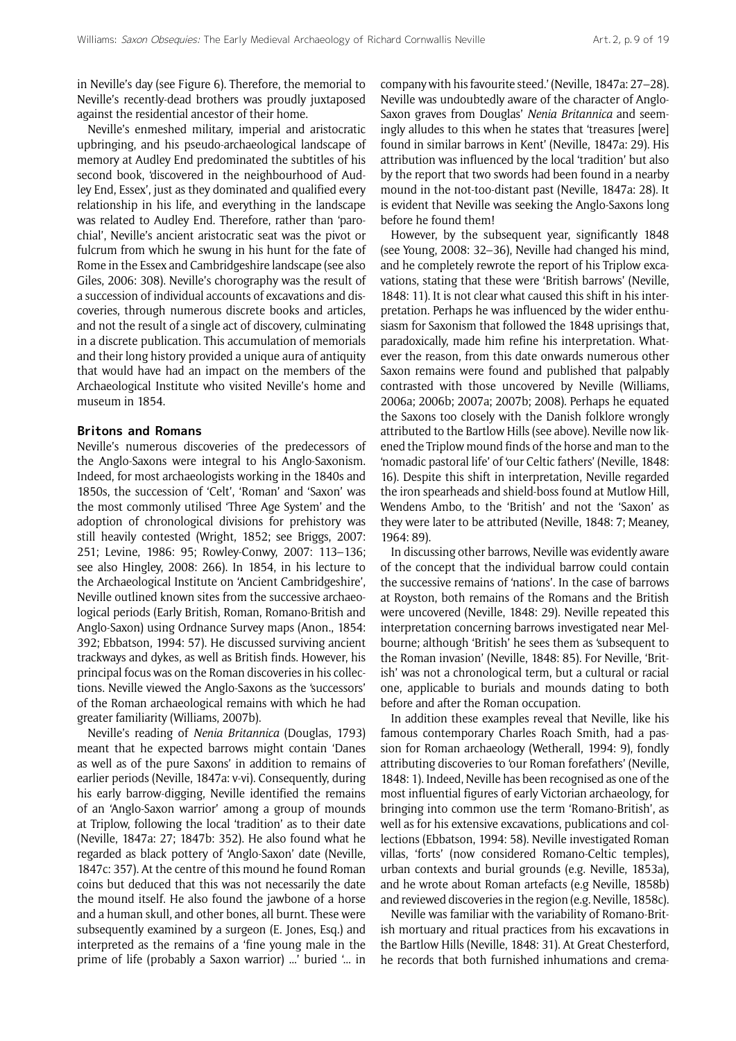in Neville's day (see Figure 6). Therefore, the memorial to Neville's recently-dead brothers was proudly juxtaposed against the residential ancestor of their home.

Neville's enmeshed military, imperial and aristocratic upbringing, and his pseudo-archaeological landscape of memory at Audley End predominated the subtitles of his second book, 'discovered in the neighbourhood of Audley End, Essex', just as they dominated and qualified every relationship in his life, and everything in the landscape was related to Audley End. Therefore, rather than 'parochial', Neville's ancient aristocratic seat was the pivot or fulcrum from which he swung in his hunt for the fate of Rome in the Essex and Cambridgeshire landscape (see also Giles, 2006: 308). Neville's chorography was the result of a succession of individual accounts of excavations and discoveries, through numerous discrete books and articles, and not the result of a single act of discovery, culminating in a discrete publication. This accumulation of memorials and their long history provided a unique aura of antiquity that would have had an impact on the members of the Archaeological Institute who visited Neville's home and museum in 1854.

## Britons and Romans

Neville's numerous discoveries of the predecessors of the Anglo-Saxons were integral to his Anglo-Saxonism. Indeed, for most archaeologists working in the 1840s and 1850s, the succession of 'Celt', 'Roman' and 'Saxon' was the most commonly utilised 'Three Age System' and the adoption of chronological divisions for prehistory was still heavily contested (Wright, 1852; see Briggs, 2007: 251; Levine, 1986: 95; Rowley-Conwy, 2007: 113–136; see also Hingley, 2008: 266). In 1854, in his lecture to the Archaeological Institute on 'Ancient Cambridgeshire', Neville outlined known sites from the successive archaeological periods (Early British, Roman, Romano-British and Anglo-Saxon) using Ordnance Survey maps (Anon., 1854: 392; Ebbatson, 1994: 57). He discussed surviving ancient trackways and dykes, as well as British finds. However, his principal focus was on the Roman discoveries in his collections. Neville viewed the Anglo-Saxons as the 'successors' of the Roman archaeological remains with which he had greater familiarity (Williams, 2007b).

Neville's reading of *Nenia Britannica* (Douglas, 1793) meant that he expected barrows might contain 'Danes as well as of the pure Saxons' in addition to remains of earlier periods (Neville, 1847a: v-vi). Consequently, during his early barrow-digging, Neville identified the remains of an 'Anglo-Saxon warrior' among a group of mounds at Triplow, following the local 'tradition' as to their date (Neville, 1847a: 27; 1847b: 352). He also found what he regarded as black pottery of 'Anglo-Saxon' date (Neville, 1847c: 357). At the centre of this mound he found Roman coins but deduced that this was not necessarily the date the mound itself. He also found the jawbone of a horse and a human skull, and other bones, all burnt. These were subsequently examined by a surgeon (E. Jones, Esq.) and interpreted as the remains of a 'fine young male in the prime of life (probably a Saxon warrior) ...' buried '... in company with his favourite steed.' (Neville, 1847a: 27–28). Neville was undoubtedly aware of the character of Anglo-Saxon graves from Douglas' *Nenia Britannica* and seemingly alludes to this when he states that 'treasures [were] found in similar barrows in Kent' (Neville, 1847a: 29). His attribution was influenced by the local 'tradition' but also by the report that two swords had been found in a nearby mound in the not-too-distant past (Neville, 1847a: 28). It is evident that Neville was seeking the Anglo-Saxons long before he found them!

However, by the subsequent year, significantly 1848 (see Young, 2008: 32–36), Neville had changed his mind, and he completely rewrote the report of his Triplow excavations, stating that these were 'British barrows' (Neville, 1848: 11). It is not clear what caused this shift in his interpretation. Perhaps he was influenced by the wider enthusiasm for Saxonism that followed the 1848 uprisings that, paradoxically, made him refine his interpretation. Whatever the reason, from this date onwards numerous other Saxon remains were found and published that palpably contrasted with those uncovered by Neville (Williams, 2006a; 2006b; 2007a; 2007b; 2008). Perhaps he equated the Saxons too closely with the Danish folklore wrongly attributed to the Bartlow Hills (see above). Neville now likened the Triplow mound finds of the horse and man to the 'nomadic pastoral life' of 'our Celtic fathers' (Neville, 1848: 16). Despite this shift in interpretation, Neville regarded the iron spearheads and shield-boss found at Mutlow Hill, Wendens Ambo, to the 'British' and not the 'Saxon' as they were later to be attributed (Neville, 1848: 7; Meaney, 1964: 89).

In discussing other barrows, Neville was evidently aware of the concept that the individual barrow could contain the successive remains of 'nations'. In the case of barrows at Royston, both remains of the Romans and the British were uncovered (Neville, 1848: 29). Neville repeated this interpretation concerning barrows investigated near Melbourne; although 'British' he sees them as 'subsequent to the Roman invasion' (Neville, 1848: 85). For Neville, 'British' was not a chronological term, but a cultural or racial one, applicable to burials and mounds dating to both before and after the Roman occupation.

In addition these examples reveal that Neville, like his famous contemporary Charles Roach Smith, had a passion for Roman archaeology (Wetherall, 1994: 9), fondly attributing discoveries to 'our Roman forefathers' (Neville, 1848: 1). Indeed, Neville has been recognised as one of the most influential figures of early Victorian archaeology, for bringing into common use the term 'Romano-British', as well as for his extensive excavations, publications and collections (Ebbatson, 1994: 58). Neville investigated Roman villas, 'forts' (now considered Romano-Celtic temples), urban contexts and burial grounds (e.g. Neville, 1853a), and he wrote about Roman artefacts (e.g Neville, 1858b) and reviewed discoveries in the region (e.g. Neville, 1858c).

Neville was familiar with the variability of Romano-British mortuary and ritual practices from his excavations in the Bartlow Hills (Neville, 1848: 31). At Great Chesterford, he records that both furnished inhumations and crema-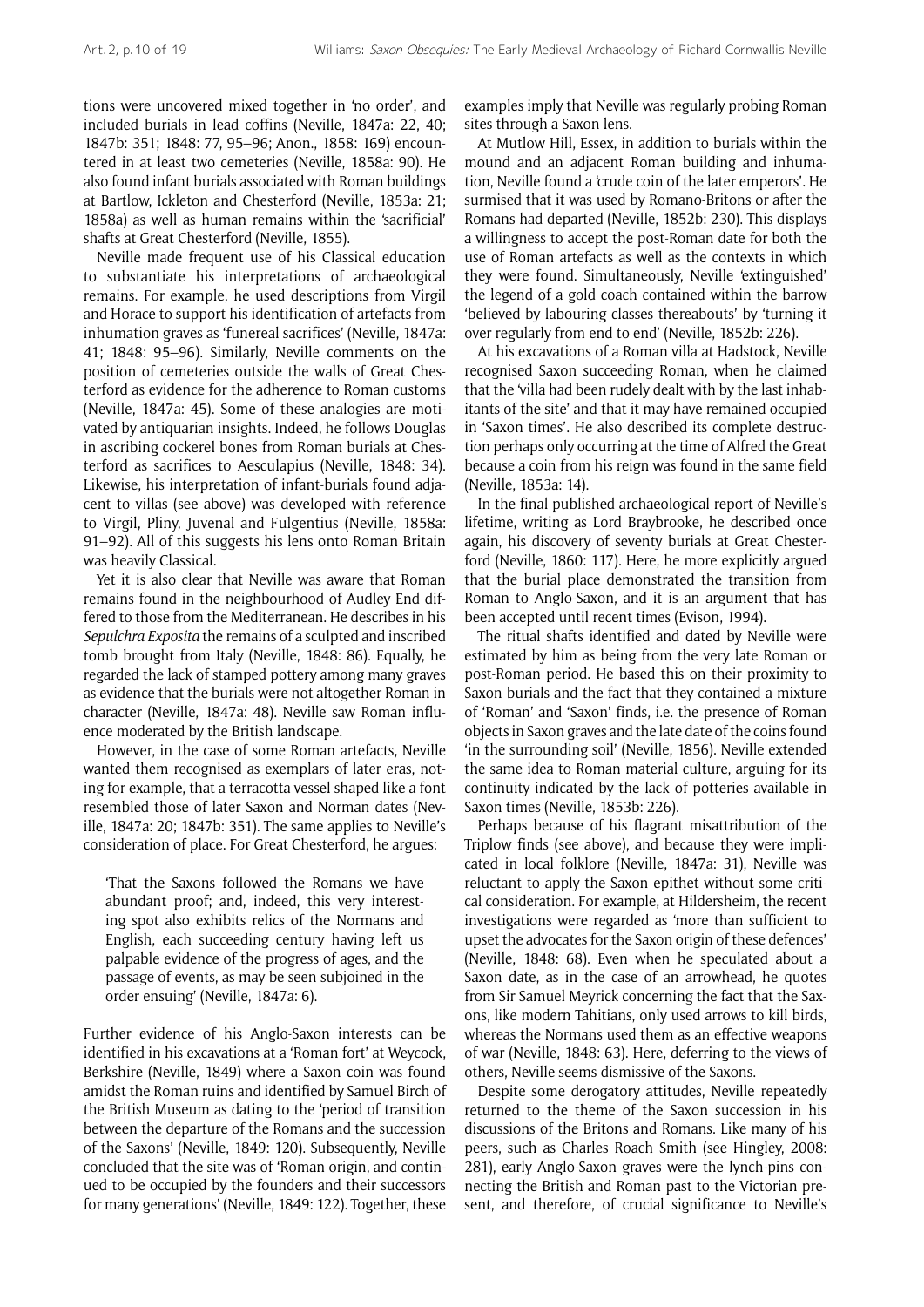tions were uncovered mixed together in 'no order', and included burials in lead coffins (Neville, 1847a: 22, 40; 1847b: 351; 1848: 77, 95–96; Anon., 1858: 169) encountered in at least two cemeteries (Neville, 1858a: 90). He also found infant burials associated with Roman buildings at Bartlow, Ickleton and Chesterford (Neville, 1853a: 21; 1858a) as well as human remains within the 'sacrificial' shafts at Great Chesterford (Neville, 1855).

Neville made frequent use of his Classical education to substantiate his interpretations of archaeological remains. For example, he used descriptions from Virgil and Horace to support his identification of artefacts from inhumation graves as 'funereal sacrifices' (Neville, 1847a: 41; 1848: 95–96). Similarly, Neville comments on the position of cemeteries outside the walls of Great Chesterford as evidence for the adherence to Roman customs (Neville, 1847a: 45). Some of these analogies are motivated by antiquarian insights. Indeed, he follows Douglas in ascribing cockerel bones from Roman burials at Chesterford as sacrifices to Aesculapius (Neville, 1848: 34). Likewise, his interpretation of infant-burials found adjacent to villas (see above) was developed with reference to Virgil, Pliny, Juvenal and Fulgentius (Neville, 1858a: 91–92). All of this suggests his lens onto Roman Britain was heavily Classical.

Yet it is also clear that Neville was aware that Roman remains found in the neighbourhood of Audley End differed to those from the Mediterranean. He describes in his *Sepulchra Exposita* the remains of a sculpted and inscribed tomb brought from Italy (Neville, 1848: 86). Equally, he regarded the lack of stamped pottery among many graves as evidence that the burials were not altogether Roman in character (Neville, 1847a: 48). Neville saw Roman influence moderated by the British landscape.

However, in the case of some Roman artefacts, Neville wanted them recognised as exemplars of later eras, noting for example, that a terracotta vessel shaped like a font resembled those of later Saxon and Norman dates (Neville, 1847a: 20; 1847b: 351). The same applies to Neville's consideration of place. For Great Chesterford, he argues:

> 'That the Saxons followed the Romans we have abundant proof; and, indeed, this very interesting spot also exhibits relics of the Normans and English, each succeeding century having left us palpable evidence of the progress of ages, and the passage of events, as may be seen subjoined in the order ensuing' (Neville, 1847a: 6).

Further evidence of his Anglo-Saxon interests can be identified in his excavations at a 'Roman fort' at Weycock, Berkshire (Neville, 1849) where a Saxon coin was found amidst the Roman ruins and identified by Samuel Birch of the British Museum as dating to the 'period of transition between the departure of the Romans and the succession of the Saxons' (Neville, 1849: 120). Subsequently, Neville concluded that the site was of 'Roman origin, and continued to be occupied by the founders and their successors for many generations' (Neville, 1849: 122). Together, these examples imply that Neville was regularly probing Roman sites through a Saxon lens.

At Mutlow Hill, Essex, in addition to burials within the mound and an adjacent Roman building and inhumation, Neville found a 'crude coin of the later emperors'. He surmised that it was used by Romano-Britons or after the Romans had departed (Neville, 1852b: 230). This displays a willingness to accept the post-Roman date for both the use of Roman artefacts as well as the contexts in which they were found. Simultaneously, Neville 'extinguished' the legend of a gold coach contained within the barrow 'believed by labouring classes thereabouts' by 'turning it over regularly from end to end' (Neville, 1852b: 226).

At his excavations of a Roman villa at Hadstock, Neville recognised Saxon succeeding Roman, when he claimed that the 'villa had been rudely dealt with by the last inhabitants of the site' and that it may have remained occupied in 'Saxon times'. He also described its complete destruction perhaps only occurring at the time of Alfred the Great because a coin from his reign was found in the same field (Neville, 1853a: 14).

In the final published archaeological report of Neville's lifetime, writing as Lord Braybrooke, he described once again, his discovery of seventy burials at Great Chesterford (Neville, 1860: 117). Here, he more explicitly argued that the burial place demonstrated the transition from Roman to Anglo-Saxon, and it is an argument that has been accepted until recent times (Evison, 1994).

The ritual shafts identified and dated by Neville were estimated by him as being from the very late Roman or post-Roman period. He based this on their proximity to Saxon burials and the fact that they contained a mixture of 'Roman' and 'Saxon' finds, i.e. the presence of Roman objects in Saxon graves and the late date of the coins found 'in the surrounding soil' (Neville, 1856). Neville extended the same idea to Roman material culture, arguing for its continuity indicated by the lack of potteries available in Saxon times (Neville, 1853b: 226).

Perhaps because of his flagrant misattribution of the Triplow finds (see above), and because they were implicated in local folklore (Neville, 1847a: 31), Neville was reluctant to apply the Saxon epithet without some critical consideration. For example, at Hildersheim, the recent investigations were regarded as 'more than sufficient to upset the advocates for the Saxon origin of these defences' (Neville, 1848: 68). Even when he speculated about a Saxon date, as in the case of an arrowhead, he quotes from Sir Samuel Meyrick concerning the fact that the Saxons, like modern Tahitians, only used arrows to kill birds, whereas the Normans used them as an effective weapons of war (Neville, 1848: 63). Here, deferring to the views of others, Neville seems dismissive of the Saxons.

Despite some derogatory attitudes, Neville repeatedly returned to the theme of the Saxon succession in his discussions of the Britons and Romans. Like many of his peers, such as Charles Roach Smith (see Hingley, 2008: 281), early Anglo-Saxon graves were the lynch-pins connecting the British and Roman past to the Victorian present, and therefore, of crucial significance to Neville's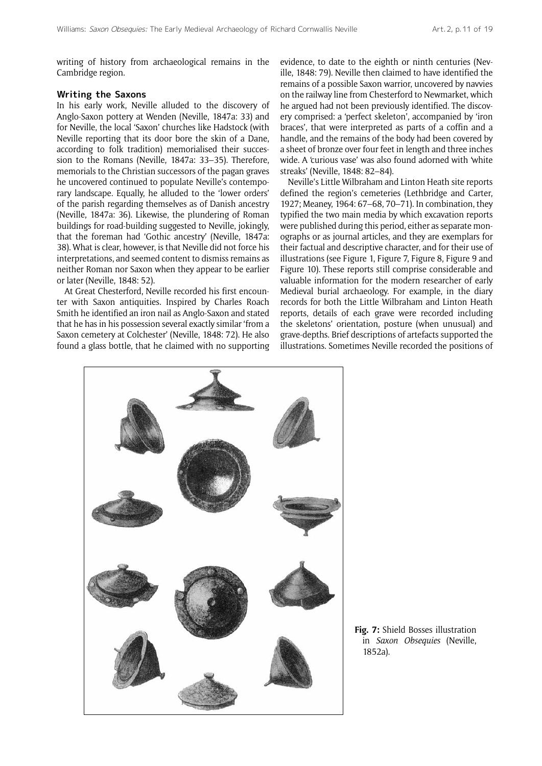writing of history from archaeological remains in the Cambridge region.

### Writing the Saxons

In his early work, Neville alluded to the discovery of Anglo-Saxon pottery at Wenden (Neville, 1847a: 33) and for Neville, the local 'Saxon' churches like Hadstock (with Neville reporting that its door bore the skin of a Dane, according to folk tradition) memorialised their succession to the Romans (Neville, 1847a: 33–35). Therefore, memorials to the Christian successors of the pagan graves he uncovered continued to populate Neville's contemporary landscape. Equally, he alluded to the 'lower orders' of the parish regarding themselves as of Danish ancestry (Neville, 1847a: 36). Likewise, the plundering of Roman buildings for road-building suggested to Neville, jokingly, that the foreman had 'Gothic ancestry' (Neville, 1847a: 38). What is clear, however, is that Neville did not force his interpretations, and seemed content to dismiss remains as neither Roman nor Saxon when they appear to be earlier or later (Neville, 1848: 52).

At Great Chesterford, Neville recorded his first encounter with Saxon antiquities. Inspired by Charles Roach Smith he identified an iron nail as Anglo-Saxon and stated that he has in his possession several exactly similar 'from a Saxon cemetery at Colchester' (Neville, 1848: 72). He also found a glass bottle, that he claimed with no supporting evidence, to date to the eighth or ninth centuries (Neville, 1848: 79). Neville then claimed to have identified the remains of a possible Saxon warrior, uncovered by navvies on the railway line from Chesterford to Newmarket, which he argued had not been previously identified. The discovery comprised: a 'perfect skeleton', accompanied by 'iron braces', that were interpreted as parts of a coffin and a handle, and the remains of the body had been covered by a sheet of bronze over four feet in length and three inches wide. A 'curious vase' was also found adorned with 'white streaks' (Neville, 1848: 82–84).

Neville's Little Wilbraham and Linton Heath site reports defined the region's cemeteries (Lethbridge and Carter, 1927; Meaney, 1964: 67–68, 70–71). In combination, they typified the two main media by which excavation reports were published during this period, either as separate monographs or as journal articles, and they are exemplars for their factual and descriptive character, and for their use of illustrations (see Figure 1, Figure 7, Figure 8, Figure 9 and Figure 10). These reports still comprise considerable and valuable information for the modern researcher of early Medieval burial archaeology. For example, in the diary records for both the Little Wilbraham and Linton Heath reports, details of each grave were recorded including the skeletons' orientation, posture (when unusual) and grave-depths. Brief descriptions of artefacts supported the illustrations. Sometimes Neville recorded the positions of

**Fig. 7:** Shield Bosses illustration in *Saxon Obsequies* (Neville, 1852a).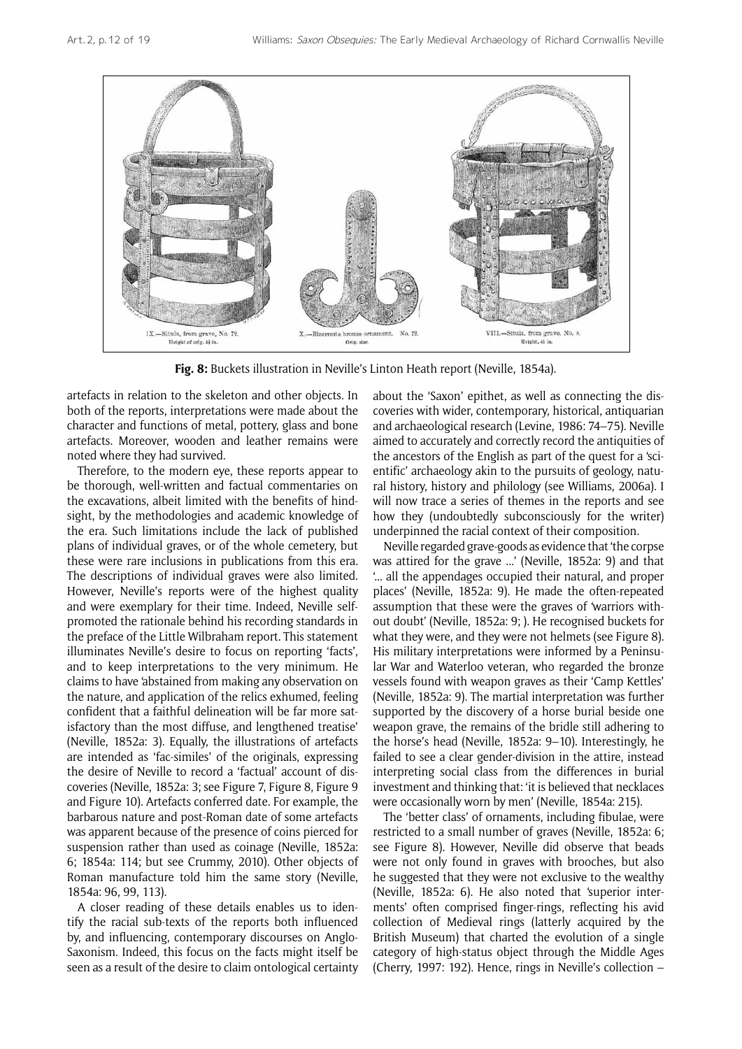**Fig. 8:** Buckets illustration in Neville's Linton Heath report (Neville, 1854a).

artefacts in relation to the skeleton and other objects. In both of the reports, interpretations were made about the character and functions of metal, pottery, glass and bone artefacts. Moreover, wooden and leather remains were noted where they had survived.

Therefore, to the modern eye, these reports appear to be thorough, well-written and factual commentaries on the excavations, albeit limited with the benefits of hindsight, by the methodologies and academic knowledge of the era. Such limitations include the lack of published plans of individual graves, or of the whole cemetery, but these were rare inclusions in publications from this era. The descriptions of individual graves were also limited. However, Neville's reports were of the highest quality and were exemplary for their time. Indeed, Neville self-promoted the rationale behind his recording standards in the preface of the Little Wilbraham report. This statement illuminates Neville's desire to focus on reporting 'facts', and to keep interpretations to the very minimum. He claims to have 'abstained from making any observation on the nature, and application of the relics exhumed, feeling confident that a faithful delineation will be far more satisfactory than the most diffuse, and lengthened treatise' (Neville, 1852a: 3). Equally, the illustrations of artefacts are intended as 'fac-similes' of the originals, expressing the desire of Neville to record a 'factual' account of discoveries (Neville, 1852a: 3; see Figure 7, Figure 8, Figure 9 and Figure 10). Artefacts conferred date. For example, the barbarous nature and post-Roman date of some artefacts was apparent because of the presence of coins pierced for suspension rather than used as coinage (Neville, 1852a: 6; 1854a: 114; but see Crummy, 2010). Other objects of Roman manufacture told him the same story (Neville, 1854a: 96, 99, 113).

A closer reading of these details enables us to identify the racial sub-texts of the reports both influenced by, and influencing, contemporary discourses on Anglo-Saxonism. Indeed, this focus on the facts might itself be seen as a result of the desire to claim ontological certainty about the 'Saxon' epithet, as well as connecting the discoveries with wider, contemporary, historical, antiquarian and archaeological research (Levine, 1986: 74–75). Neville aimed to accurately and correctly record the antiquities of the ancestors of the English as part of the quest for a 'scientific' archaeology akin to the pursuits of geology, natural history, history and philology (see Williams, 2006a). I will now trace a series of themes in the reports and see how they (undoubtedly subconsciously for the writer) underpinned the racial context of their composition.

Neville regarded grave-goods as evidence that 'the corpse was attired for the grave ...' (Neville, 1852a: 9) and that '... all the appendages occupied their natural, and proper places' (Neville, 1852a: 9). He made the often-repeated assumption that these were the graves of 'warriors without doubt' (Neville, 1852a: 9; ). He recognised buckets for what they were, and they were not helmets (see Figure 8). His military interpretations were informed by a Peninsular War and Waterloo veteran, who regarded the bronze vessels found with weapon graves as their 'Camp Kettles' (Neville, 1852a: 9). The martial interpretation was further supported by the discovery of a horse burial beside one weapon grave, the remains of the bridle still adhering to the horse's head (Neville, 1852a: 9–10). Interestingly, he failed to see a clear gender-division in the attire, instead interpreting social class from the differences in burial investment and thinking that: 'it is believed that necklaces were occasionally worn by men' (Neville, 1854a: 215).

The 'better class' of ornaments, including fibulae, were restricted to a small number of graves (Neville, 1852a: 6; see Figure 8). However, Neville did observe that beads were not only found in graves with brooches, but also he suggested that they were not exclusive to the wealthy (Neville, 1852a: 6). He also noted that 'superior interments' often comprised finger-rings, reflecting his avid collection of Medieval rings (latterly acquired by the British Museum) that charted the evolution of a single category of high-status object through the Middle Ages (Cherry, 1997: 192). Hence, rings in Neville's collection –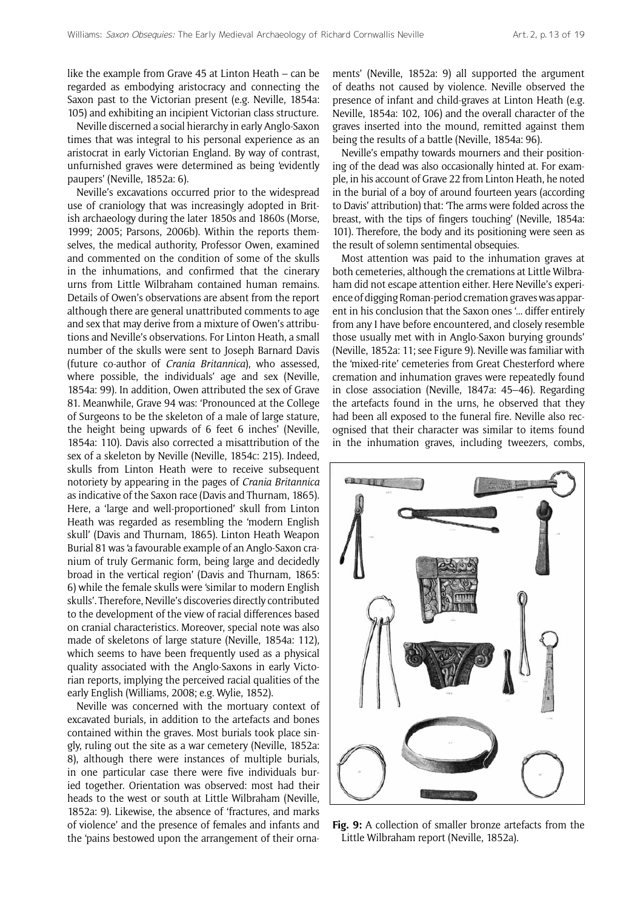like the example from Grave 45 at Linton Heath – can be regarded as embodying aristocracy and connecting the Saxon past to the Victorian present (e.g. Neville, 1854a: 105) and exhibiting an incipient Victorian class structure.

Neville discerned a social hierarchy in early Anglo-Saxon times that was integral to his personal experience as an aristocrat in early Victorian England. By way of contrast, unfurnished graves were determined as being 'evidently paupers' (Neville, 1852a: 6).

Neville's excavations occurred prior to the widespread use of craniology that was increasingly adopted in British archaeology during the later 1850s and 1860s (Morse, 1999; 2005; Parsons, 2006b). Within the reports themselves, the medical authority, Professor Owen, examined and commented on the condition of some of the skulls in the inhumations, and confirmed that the cinerary urns from Little Wilbraham contained human remains. Details of Owen's observations are absent from the report although there are general unattributed comments to age and sex that may derive from a mixture of Owen's attributions and Neville's observations. For Linton Heath, a small number of the skulls were sent to Joseph Barnard Davis (future co-author of *Crania Britannica*), who assessed, where possible, the individuals' age and sex (Neville, 1854a: 99). In addition, Owen attributed the sex of Grave 81. Meanwhile, Grave 94 was: 'Pronounced at the College of Surgeons to be the skeleton of a male of large stature, the height being upwards of 6 feet 6 inches' (Neville, 1854a: 110). Davis also corrected a misattribution of the sex of a skeleton by Neville (Neville, 1854c: 215). Indeed, skulls from Linton Heath were to receive subsequent notoriety by appearing in the pages of *Crania Britannica* as indicative of the Saxon race (Davis and Thurnam, 1865). Here, a 'large and well-proportioned' skull from Linton Heath was regarded as resembling the 'modern English skull' (Davis and Thurnam, 1865). Linton Heath Weapon Burial 81 was 'a favourable example of an Anglo-Saxon cranium of truly Germanic form, being large and decidedly broad in the vertical region' (Davis and Thurnam, 1865: 6) while the female skulls were 'similar to modern English skulls'. Therefore, Neville's discoveries directly contributed to the development of the view of racial differences based on cranial characteristics. Moreover, special note was also made of skeletons of large stature (Neville, 1854a: 112), which seems to have been frequently used as a physical quality associated with the Anglo-Saxons in early Victorian reports, implying the perceived racial qualities of the early English (Williams, 2008; e.g. Wylie, 1852).

Neville was concerned with the mortuary context of excavated burials, in addition to the artefacts and bones contained within the graves. Most burials took place singly, ruling out the site as a war cemetery (Neville, 1852a: 8), although there were instances of multiple burials, in one particular case there were five individuals buried together. Orientation was observed: most had their heads to the west or south at Little Wilbraham (Neville, 1852a: 9). Likewise, the absence of 'fractures, and marks of violence' and the presence of females and infants and the 'pains bestowed upon the arrangement of their ornaments' (Neville, 1852a: 9) all supported the argument of deaths not caused by violence. Neville observed the presence of infant and child-graves at Linton Heath (e.g. Neville, 1854a: 102, 106) and the overall character of the graves inserted into the mound, remitted against them being the results of a battle (Neville, 1854a: 96).

Neville's empathy towards mourners and their positioning of the dead was also occasionally hinted at. For example, in his account of Grave 22 from Linton Heath, he noted in the burial of a boy of around fourteen years (according to Davis' attribution) that: 'The arms were folded across the breast, with the tips of fingers touching' (Neville, 1854a: 101). Therefore, the body and its positioning were seen as the result of solemn sentimental obsequies.

Most attention was paid to the inhumation graves at both cemeteries, although the cremations at Little Wilbraham did not escape attention either. Here Neville's experience of digging Roman-period cremation graves was apparent in his conclusion that the Saxon ones '... differ entirely from any I have before encountered, and closely resemble those usually met with in Anglo-Saxon burying grounds' (Neville, 1852a: 11; see Figure 9). Neville was familiar with the 'mixed-rite' cemeteries from Great Chesterford where cremation and inhumation graves were repeatedly found in close association (Neville, 1847a: 45–46). Regarding the artefacts found in the urns, he observed that they had been all exposed to the funeral fire. Neville also recognised that their character was similar to items found in the inhumation graves, including tweezers, combs,

**Fig. 9:** A collection of smaller bronze artefacts from the Little Wilbraham report (Neville, 1852a).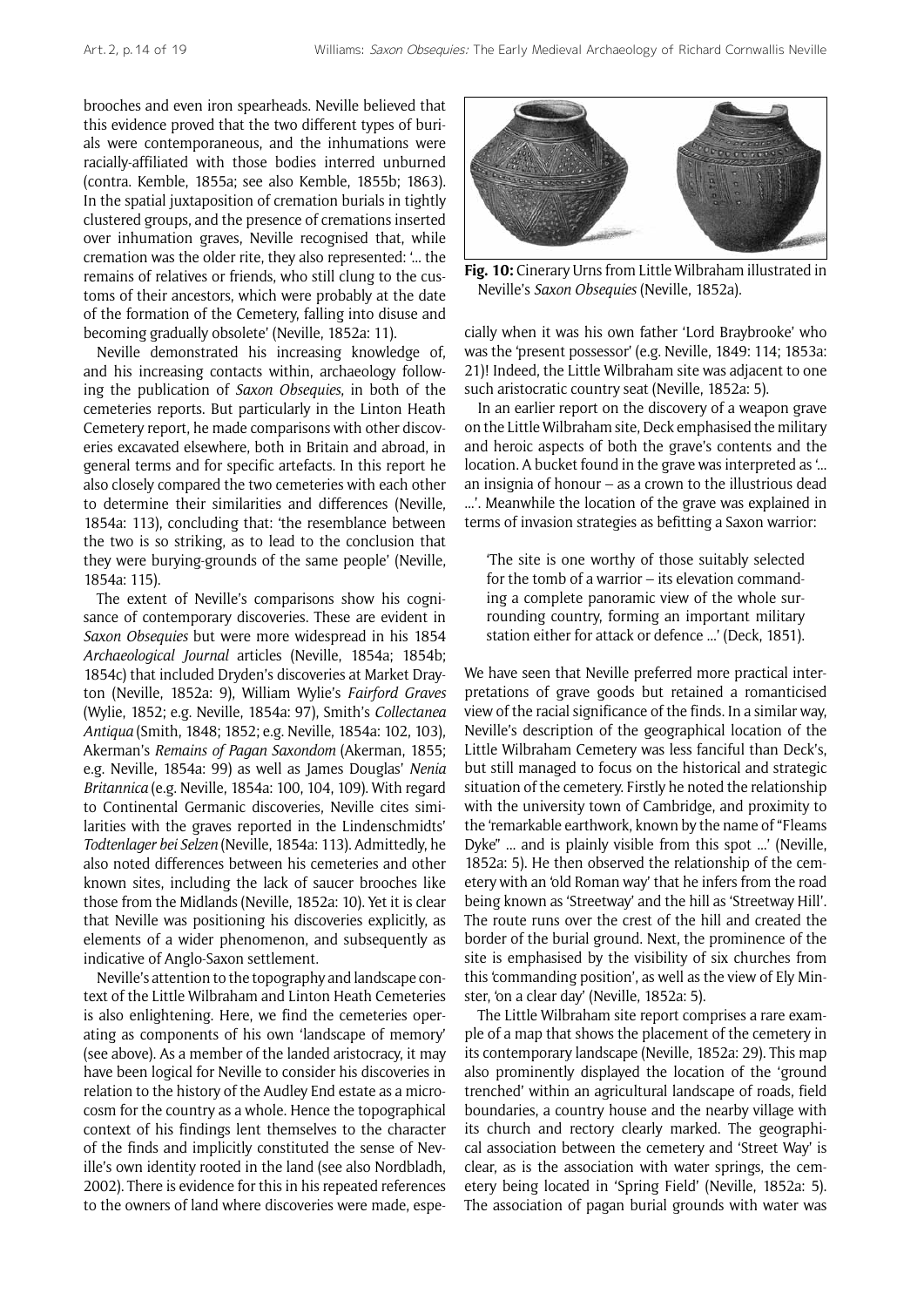brooches and even iron spearheads. Neville believed that this evidence proved that the two different types of burials were contemporaneous, and the inhumations were racially-affiliated with those bodies interred unburned (contra. Kemble, 1855a; see also Kemble, 1855b; 1863). In the spatial juxtaposition of cremation burials in tightly clustered groups, and the presence of cremations inserted over inhumation graves, Neville recognised that, while cremation was the older rite, they also represented: '... the remains of relatives or friends, who still clung to the customs of their ancestors, which were probably at the date of the formation of the Cemetery, falling into disuse and becoming gradually obsolete' (Neville, 1852a: 11).

Neville demonstrated his increasing knowledge of, and his increasing contacts within, archaeology following the publication of *Saxon Obsequies*, in both of the cemeteries reports. But particularly in the Linton Heath Cemetery report, he made comparisons with other discoveries excavated elsewhere, both in Britain and abroad, in general terms and for specific artefacts. In this report he also closely compared the two cemeteries with each other to determine their similarities and differences (Neville, 1854a: 113), concluding that: 'the resemblance between the two is so striking, as to lead to the conclusion that they were burying-grounds of the same people' (Neville, 1854a: 115).

The extent of Neville's comparisons show his cognisance of contemporary discoveries. These are evident in *Saxon Obsequies* but were more widespread in his 1854 *Archaeological Journal* articles (Neville, 1854a; 1854b; 1854c) that included Dryden's discoveries at Market Drayton (Neville, 1852a: 9), William Wylie's *Fairford Graves* (Wylie, 1852; e.g. Neville, 1854a: 97), Smith's *Collectanea Antiqua* (Smith, 1848; 1852; e.g. Neville, 1854a: 102, 103), Akerman's *Remains of Pagan Saxondom* (Akerman, 1855; e.g. Neville, 1854a: 99) as well as James Douglas' *Nenia Britannica* (e.g. Neville, 1854a: 100, 104, 109). With regard to Continental Germanic discoveries, Neville cites similarities with the graves reported in the Lindenschmidts' *Todtenlager bei Selzen* (Neville, 1854a: 113). Admittedly, he also noted differences between his cemeteries and other known sites, including the lack of saucer brooches like those from the Midlands (Neville, 1852a: 10). Yet it is clear that Neville was positioning his discoveries explicitly, as elements of a wider phenomenon, and subsequently as indicative of Anglo-Saxon settlement.

Neville's attention to the topography and landscape context of the Little Wilbraham and Linton Heath Cemeteries is also enlightening. Here, we find the cemeteries operating as components of his own 'landscape of memory' (see above). As a member of the landed aristocracy, it may have been logical for Neville to consider his discoveries in relation to the history of the Audley End estate as a microcosm for the country as a whole. Hence the topographical context of his findings lent themselves to the character of the finds and implicitly constituted the sense of Neville's own identity rooted in the land (see also Nordbladh, 2002). There is evidence for this in his repeated references to the owners of land where discoveries were made, especially when it was his own father 'Lord Braybrooke' who was the 'present possessor' (e.g. Neville, 1849: 114; 1853a: 21)! Indeed, the Little Wilbraham site was adjacent to one such aristocratic country seat (Neville, 1852a: 5).

**Fig. 10:** Cinerary Urns from Little Wilbraham illustrated in Neville's *Saxon Obsequies* (Neville, 1852a).

In an earlier report on the discovery of a weapon grave on the Little Wilbraham site, Deck emphasised the military and heroic aspects of both the grave's contents and the location. A bucket found in the grave was interpreted as '... an insignia of honour – as a crown to the illustrious dead ...'. Meanwhile the location of the grave was explained in terms of invasion strategies as befitting a Saxon warrior:

> 'The site is one worthy of those suitably selected for the tomb of a warrior – its elevation commanding a complete panoramic view of the whole surrounding country, forming an important military station either for attack or defence ...' (Deck, 1851).

We have seen that Neville preferred more practical interpretations of grave goods but retained a romanticised view of the racial significance of the finds. In a similar way, Neville's description of the geographical location of the Little Wilbraham Cemetery was less fanciful than Deck's, but still managed to focus on the historical and strategic situation of the cemetery. Firstly he noted the relationship with the university town of Cambridge, and proximity to the 'remarkable earthwork, known by the name of "Fleams Dyke" ... and is plainly visible from this spot ...' (Neville, 1852a: 5). He then observed the relationship of the cemetery with an 'old Roman way' that he infers from the road being known as 'Streetway' and the hill as 'Streetway Hill'. The route runs over the crest of the hill and created the border of the burial ground. Next, the prominence of the site is emphasised by the visibility of six churches from this 'commanding position', as well as the view of Ely Minster, 'on a clear day' (Neville, 1852a: 5).

The Little Wilbraham site report comprises a rare example of a map that shows the placement of the cemetery in its contemporary landscape (Neville, 1852a: 29). This map also prominently displayed the location of the 'ground trenched' within an agricultural landscape of roads, field boundaries, a country house and the nearby village with its church and rectory clearly marked. The geographical association between the cemetery and 'Street Way' is clear, as is the association with water springs, the cemetery being located in 'Spring Field' (Neville, 1852a: 5). The association of pagan burial grounds with water was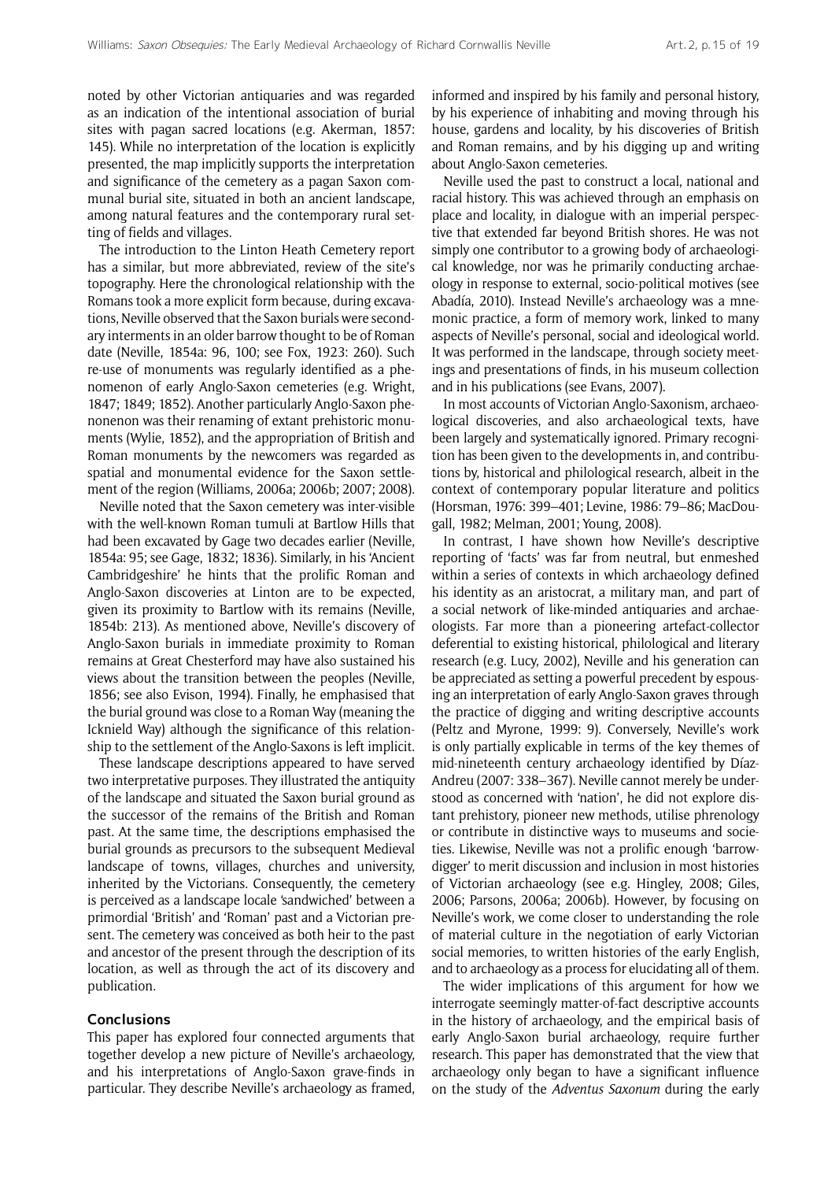noted by other Victorian antiquaries and was regarded as an indication of the intentional association of burial sites with pagan sacred locations (e.g. Akerman, 1857: 145). While no interpretation of the location is explicitly presented, the map implicitly supports the interpretation and significance of the cemetery as a pagan Saxon communal burial site, situated in both an ancient landscape, among natural features and the contemporary rural setting of fields and villages.

The introduction to the Linton Heath Cemetery report has a similar, but more abbreviated, review of the site's topography. Here the chronological relationship with the Romans took a more explicit form because, during excavations, Neville observed that the Saxon burials were secondary interments in an older barrow thought to be of Roman date (Neville, 1854a: 96, 100; see Fox, 1923: 260). Such re-use of monuments was regularly identified as a phenomenon of early Anglo-Saxon cemeteries (e.g. Wright, 1847; 1849; 1852). Another particularly Anglo-Saxon phenonenon was their renaming of extant prehistoric monuments (Wylie, 1852), and the appropriation of British and Roman monuments by the newcomers was regarded as spatial and monumental evidence for the Saxon settlement of the region (Williams, 2006a; 2006b; 2007; 2008).

Neville noted that the Saxon cemetery was inter-visible with the well-known Roman tumuli at Bartlow Hills that had been excavated by Gage two decades earlier (Neville, 1854a: 95; see Gage, 1832; 1836). Similarly, in his 'Ancient Cambridgeshire' he hints that the prolific Roman and Anglo-Saxon discoveries at Linton are to be expected, given its proximity to Bartlow with its remains (Neville, 1854b: 213). As mentioned above, Neville's discovery of Anglo-Saxon burials in immediate proximity to Roman remains at Great Chesterford may have also sustained his views about the transition between the peoples (Neville, 1856; see also Evison, 1994). Finally, he emphasised that the burial ground was close to a Roman Way (meaning the Icknield Way) although the significance of this relationship to the settlement of the Anglo-Saxons is left implicit.

These landscape descriptions appeared to have served two interpretative purposes. They illustrated the antiquity of the landscape and situated the Saxon burial ground as the successor of the remains of the British and Roman past. At the same time, the descriptions emphasised the burial grounds as precursors to the subsequent Medieval landscape of towns, villages, churches and university, inherited by the Victorians. Consequently, the cemetery is perceived as a landscape locale 'sandwiched' between a primordial 'British' and 'Roman' past and a Victorian present. The cemetery was conceived as both heir to the past and ancestor of the present through the description of its location, as well as through the act of its discovery and publication.

## Conclusions

This paper has explored four connected arguments that together develop a new picture of Neville's archaeology, and his interpretations of Anglo-Saxon grave-finds in particular. They describe Neville's archaeology as framed, informed and inspired by his family and personal history, by his experience of inhabiting and moving through his house, gardens and locality, by his discoveries of British and Roman remains, and by his digging up and writing about Anglo-Saxon cemeteries.

Neville used the past to construct a local, national and racial history. This was achieved through an emphasis on place and locality, in dialogue with an imperial perspective that extended far beyond British shores. He was not simply one contributor to a growing body of archaeological knowledge, nor was he primarily conducting archaeology in response to external, socio-political motives (see Abadía, 2010). Instead Neville's archaeology was a mnemonic practice, a form of memory work, linked to many aspects of Neville's personal, social and ideological world. It was performed in the landscape, through society meetings and presentations of finds, in his museum collection and in his publications (see Evans, 2007).

In most accounts of Victorian Anglo-Saxonism, archaeological discoveries, and also archaeological texts, have been largely and systematically ignored. Primary recognition has been given to the developments in, and contributions by, historical and philological research, albeit in the context of contemporary popular literature and politics (Horsman, 1976: 399–401; Levine, 1986: 79–86; MacDougall, 1982; Melman, 2001; Young, 2008).

In contrast, I have shown how Neville's descriptive reporting of 'facts' was far from neutral, but enmeshed within a series of contexts in which archaeology defined his identity as an aristocrat, a military man, and part of a social network of like-minded antiquaries and archaeologists. Far more than a pioneering artefact-collector deferential to existing historical, philological and literary research (e.g. Lucy, 2002), Neville and his generation can be appreciated as setting a powerful precedent by espousing an interpretation of early Anglo-Saxon graves through the practice of digging and writing descriptive accounts (Peltz and Myrone, 1999: 9). Conversely, Neville's work is only partially explicable in terms of the key themes of mid-nineteenth century archaeology identified by Díaz-Andreu (2007: 338–367). Neville cannot merely be understood as concerned with 'nation', he did not explore distant prehistory, pioneer new methods, utilise phrenology or contribute in distinctive ways to museums and societies. Likewise, Neville was not a prolific enough 'barrow-digger' to merit discussion and inclusion in most histories of Victorian archaeology (see e.g. Hingley, 2008; Giles, 2006; Parsons, 2006a; 2006b). However, by focusing on Neville's work, we come closer to understanding the role of material culture in the negotiation of early Victorian social memories, to written histories of the early English, and to archaeology as a process for elucidating all of them.

The wider implications of this argument for how we interrogate seemingly matter-of-fact descriptive accounts in the history of archaeology, and the empirical basis of early Anglo-Saxon burial archaeology, require further research. This paper has demonstrated that the view that archaeology only began to have a significant influence on the study of the *Adventus Saxonum* during the early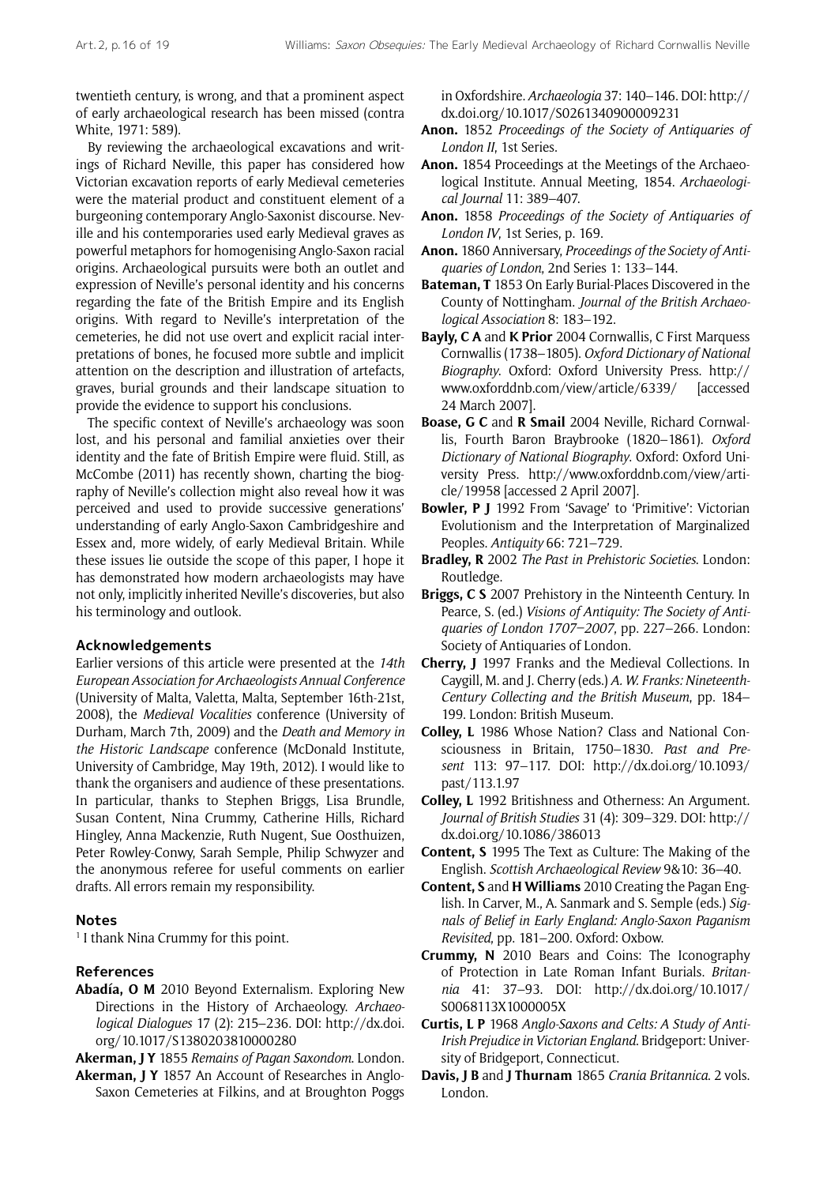twentieth century, is wrong, and that a prominent aspect of early archaeological research has been missed (contra White, 1971: 589).

By reviewing the archaeological excavations and writings of Richard Neville, this paper has considered how Victorian excavation reports of early Medieval cemeteries were the material product and constituent element of a burgeoning contemporary Anglo-Saxonist discourse. Neville and his contemporaries used early Medieval graves as powerful metaphors for homogenising Anglo-Saxon racial origins. Archaeological pursuits were both an outlet and expression of Neville's personal identity and his concerns regarding the fate of the British Empire and its English origins. With regard to Neville's interpretation of the cemeteries, he did not use overt and explicit racial interpretations of bones, he focused more subtle and implicit attention on the description and illustration of artefacts, graves, burial grounds and their landscape situation to provide the evidence to support his conclusions.

The specific context of Neville's archaeology was soon lost, and his personal and familial anxieties over their identity and the fate of British Empire were fluid. Still, as McCombe (2011) has recently shown, charting the biography of Neville's collection might also reveal how it was perceived and used to provide successive generations' understanding of early Anglo-Saxon Cambridgeshire and Essex and, more widely, of early Medieval Britain. While these issues lie outside the scope of this paper, I hope it has demonstrated how modern archaeologists may have not only, implicitly inherited Neville's discoveries, but also his terminology and outlook.

## Acknowledgements

Earlier versions of this article were presented at the *14th European Association for Archaeologists Annual Conference* (University of Malta, Valetta, Malta, September 16th-21st, 2008), the *Medieval Vocalities* conference (University of Durham, March 7th, 2009) and the *Death and Memory in the Historic Landscape* conference (McDonald Institute, University of Cambridge, May 19th, 2012). I would like to thank the organisers and audience of these presentations. In particular, thanks to Stephen Briggs, Lisa Brundle, Susan Content, Nina Crummy, Catherine Hills, Richard Hingley, Anna Mackenzie, Ruth Nugent, Sue Oosthuizen, Peter Rowley-Conwy, Sarah Semple, Philip Schwyzer and the anonymous referee for useful comments on earlier drafts. All errors remain my responsibility.

## Notes

[1] I thank Nina Crummy for this point.

## References

**Abadía, O M** 2010 Beyond Externalism. Exploring New Directions in the History of Archaeology. *Archaeological Dialogues* 17 (2): 215–236. DOI: http://dx.doi.org/10.1017/S1380203810000280

**Akerman, J Y** 1855 *Remains of Pagan Saxondom*. London.

**Akerman, J Y** 1857 An Account of Researches in Anglo-Saxon Cemeteries at Filkins, and at Broughton Poggs in Oxfordshire. *Archaeologia* 37: 140–146. DOI: http://dx.doi.org/10.1017/S0261340900009231

**Anon.** 1852 *Proceedings of the Society of Antiquaries of London II*, 1st Series.

**Anon.** 1854 Proceedings at the Meetings of the Archaeological Institute. Annual Meeting, 1854. *Archaeological Journal* 11: 389–407.

**Anon.** 1858 *Proceedings of the Society of Antiquaries of London IV*, 1st Series, p. 169.

**Anon.** 1860 Anniversary, *Proceedings of the Society of Antiquaries of London*, 2nd Series 1: 133–144.

**Bateman, T** 1853 On Early Burial-Places Discovered in the County of Nottingham. *Journal of the British Archaeological Association* 8: 183–192.

**Bayly, C A** and **K Prior** 2004 Cornwallis, C First Marquess Cornwallis (1738–1805). *Oxford Dictionary of National Biography*. Oxford: Oxford University Press. http://www.oxforddnb.com/view/article/6339/ [accessed 24 March 2007].

**Boase, G C** and **R Smail** 2004 Neville, Richard Cornwallis, Fourth Baron Braybrooke (1820–1861). *Oxford Dictionary of National Biography*. Oxford: Oxford University Press. http://www.oxforddnb.com/view/article/19958 [accessed 2 April 2007].

**Bowler, P J** 1992 From 'Savage' to 'Primitive': Victorian Evolutionism and the Interpretation of Marginalized Peoples. *Antiquity* 66: 721–729.

**Bradley, R** 2002 *The Past in Prehistoric Societies*. London: Routledge.

**Briggs, C S** 2007 Prehistory in the Nineteenth Century. In Pearce, S. (ed.) *Visions of Antiquity: The Society of Antiquaries of London 1707–2007*, pp. 227–266. London: Society of Antiquaries of London.

**Cherry, J** 1997 Franks and the Medieval Collections. In Caygill, M. and J. Cherry (eds.) *A. W. Franks: Nineteenth-Century Collecting and the British Museum*, pp. 184–199. London: British Museum.

**Colley, L** 1986 Whose Nation? Class and National Consciousness in Britain, 1750–1830. *Past and Present* 113: 97–117. DOI: http://dx.doi.org/10.1093/past/113.1.97

**Colley, L** 1992 Britishness and Otherness: An Argument. *Journal of British Studies* 31 (4): 309–329. DOI: http://dx.doi.org/10.1086/386013

**Content, S** 1995 The Text as Culture: The Making of the English. *Scottish Archaeological Review* 9&10: 36–40.

**Content, S** and **H Williams** 2010 Creating the Pagan English. In Carver, M., A. Sanmark and S. Semple (eds.) *Signals of Belief in Early England: Anglo-Saxon Paganism Revisited*, pp. 181–200. Oxford: Oxbow.

**Crummy, N** 2010 Bears and Coins: The Iconography of Protection in Late Roman Infant Burials. *Britannia* 41: 37–93. DOI: http://dx.doi.org/10.1017/S0068113X1000005X

**Curtis, L P** 1968 *Anglo-Saxons and Celts: A Study of Anti-Irish Prejudice in Victorian England*. Bridgeport: University of Bridgeport, Connecticut.

**Davis, J B** and **J Thurnam** 1865 *Crania Britannica*. 2 vols. London.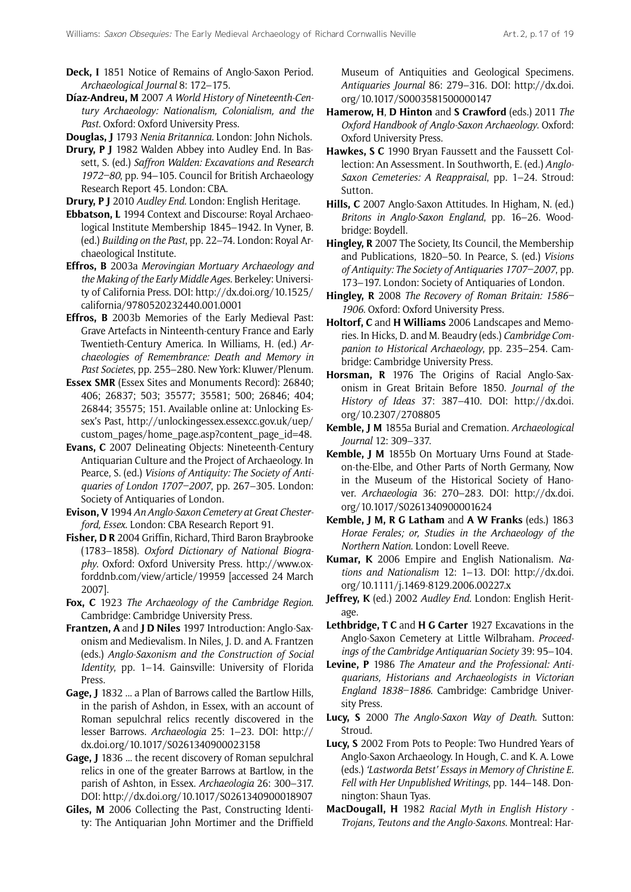**Deck, I** 1851 Notice of Remains of Anglo-Saxon Period. *Archaeological Journal* 8: 172–175.

**Díaz-Andreu, M** 2007 *A World History of Nineteenth-Century Archaeology: Nationalism, Colonialism, and the Past*. Oxford: Oxford University Press.

**Douglas, J** 1793 *Nenia Britannica*. London: John Nichols.

**Drury, P J** 1982 Walden Abbey into Audley End. In Bassett, S. (ed.) *Saffron Walden: Excavations and Research 1972–80*, pp. 94–105. Council for British Archaeology Research Report 45. London: CBA.

**Drury, P J** 2010 *Audley End*. London: English Heritage.

**Ebbatson, L** 1994 Context and Discourse: Royal Archaeological Institute Membership 1845–1942. In Vyner, B. (ed.) *Building on the Past*, pp. 22–74. London: Royal Archaeological Institute.

**Effros, B** 2003a *Merovingian Mortuary Archaeology and the Making of the Early Middle Ages*. Berkeley: University of California Press. DOI: http://dx.doi.org/10.1525/california/9780520232440.001.0001

**Effros, B** 2003b Memories of the Early Medieval Past: Grave Artefacts in Nineteenth-century France and Early Twentieth-Century America. In Williams, H. (ed.) *Archaeologies of Remembrance: Death and Memory in Past Societies*, pp. 255–280. New York: Kluwer/Plenum.

**Essex SMR** (Essex Sites and Monuments Record): 26840; 406; 26837; 503; 35577; 35581; 500; 26846; 404; 26844; 35575; 151. Available online at: Unlocking Essex's Past, http://unlockingessex.essexcc.gov.uk/uep/custom_pages/home_page.asp?content_page_id=48.

**Evans, C** 2007 Delineating Objects: Nineteenth-Century Antiquarian Culture and the Project of Archaeology. In Pearce, S. (ed.) *Visions of Antiquity: The Society of Antiquaries of London 1707–2007*, pp. 267–305. London: Society of Antiquaries of London.

**Evison, V** 1994 *An Anglo-Saxon Cemetery at Great Chesterford, Essex*. London: CBA Research Report 91.

**Fisher, D R** 2004 Griffin, Richard, Third Baron Braybrooke (1783–1858). *Oxford Dictionary of National Biography*. Oxford: Oxford University Press. http://www.oxforddnb.com/view/article/19959 [accessed 24 March 2007].

**Fox, C** 1923 *The Archaeology of the Cambridge Region*. Cambridge: Cambridge University Press.

**Frantzen, A** and **J D Niles** 1997 Introduction: Anglo-Saxonism and Medievalism. In Niles, J. D. and A. Frantzen (eds.) *Anglo-Saxonism and the Construction of Social Identity*, pp. 1–14. Gainsville: University of Florida Press.

**Gage, J** 1832 ... a Plan of Barrows called the Bartlow Hills, in the parish of Ashdon, in Essex, with an account of Roman sepulchral relics recently discovered in the lesser Barrows. *Archaeologia* 25: 1–23. DOI: http://dx.doi.org/10.1017/S0261340900023158

**Gage, J** 1836 ... the recent discovery of Roman sepulchral relics in one of the greater Barrows at Bartlow, in the parish of Ashton, in Essex. *Archaeologia* 26: 300–317. DOI: http://dx.doi.org/10.1017/S0261340900018907

**Giles, M** 2006 Collecting the Past, Constructing Identity: The Antiquarian John Mortimer and the Driffield Museum of Antiquities and Geological Specimens. *Antiquaries Journal* 86: 279–316. DOI: http://dx.doi.org/10.1017/S0003581500000147

**Hamerow, H**, **D Hinton** and **S Crawford** (eds.) 2011 *The Oxford Handbook of Anglo-Saxon Archaeology*. Oxford: Oxford University Press.

**Hawkes, S C** 1990 Bryan Faussett and the Faussett Collection: An Assessment. In Southworth, E. (ed.) *Anglo-Saxon Cemeteries: A Reappraisal*, pp. 1–24. Stroud: Sutton.

**Hills, C** 2007 Anglo-Saxon Attitudes. In Higham, N. (ed.) *Britons in Anglo-Saxon England*, pp. 16–26. Woodbridge: Boydell.

**Hingley, R** 2007 The Society, Its Council, the Membership and Publications, 1820–50. In Pearce, S. (ed.) *Visions of Antiquity: The Society of Antiquaries 1707–2007*, pp. 173–197. London: Society of Antiquaries of London.

**Hingley, R** 2008 *The Recovery of Roman Britain: 1586–1906*. Oxford: Oxford University Press.

**Holtorf, C** and **H Williams** 2006 Landscapes and Memories. In Hicks, D. and M. Beaudry (eds.) *Cambridge Companion to Historical Archaeology*, pp. 235–254. Cambridge: Cambridge University Press.

**Horsman, R** 1976 The Origins of Racial Anglo-Saxonism in Great Britain Before 1850. *Journal of the History of Ideas* 37: 387–410. DOI: http://dx.doi.org/10.2307/2708805

**Kemble, J M** 1855a Burial and Cremation. *Archaeological Journal* 12: 309–337.

**Kemble, J M** 1855b On Mortuary Urns Found at Stade-on-the-Elbe, and Other Parts of North Germany, Now in the Museum of the Historical Society of Hanover. *Archaeologia* 36: 270–283. DOI: http://dx.doi.org/10.1017/S0261340900001624

**Kemble, J M, R G Latham** and **A W Franks** (eds.) 1863 *Horae Ferales; or, Studies in the Archaeology of the Northern Nation*. London: Lovell Reeve.

**Kumar, K** 2006 Empire and English Nationalism. *Nations and Nationalism* 12: 1–13. DOI: http://dx.doi.org/10.1111/j.1469-8129.2006.00227.x

**Jeffrey, K** (ed.) 2002 *Audley End*. London: English Heritage.

**Lethbridge, T C** and **H G Carter** 1927 Excavations in the Anglo-Saxon Cemetery at Little Wilbraham. *Proceedings of the Cambridge Antiquarian Society* 39: 95–104.

**Levine, P** 1986 *The Amateur and the Professional: Antiquarians, Historians and Archaeologists in Victorian England 1838–1886*. Cambridge: Cambridge University Press.

**Lucy, S** 2000 *The Anglo-Saxon Way of Death*. Sutton: Stroud.

**Lucy, S** 2002 From Pots to People: Two Hundred Years of Anglo-Saxon Archaeology. In Hough, C. and K. A. Lowe (eds.) *'Lastworda Betst' Essays in Memory of Christine E. Fell with Her Unpublished Writings*, pp. 144–148. Donnington: Shaun Tyas.

**MacDougall, H** 1982 *Racial Myth in English History - Trojans, Teutons and the Anglo-Saxons*. Montreal: Har-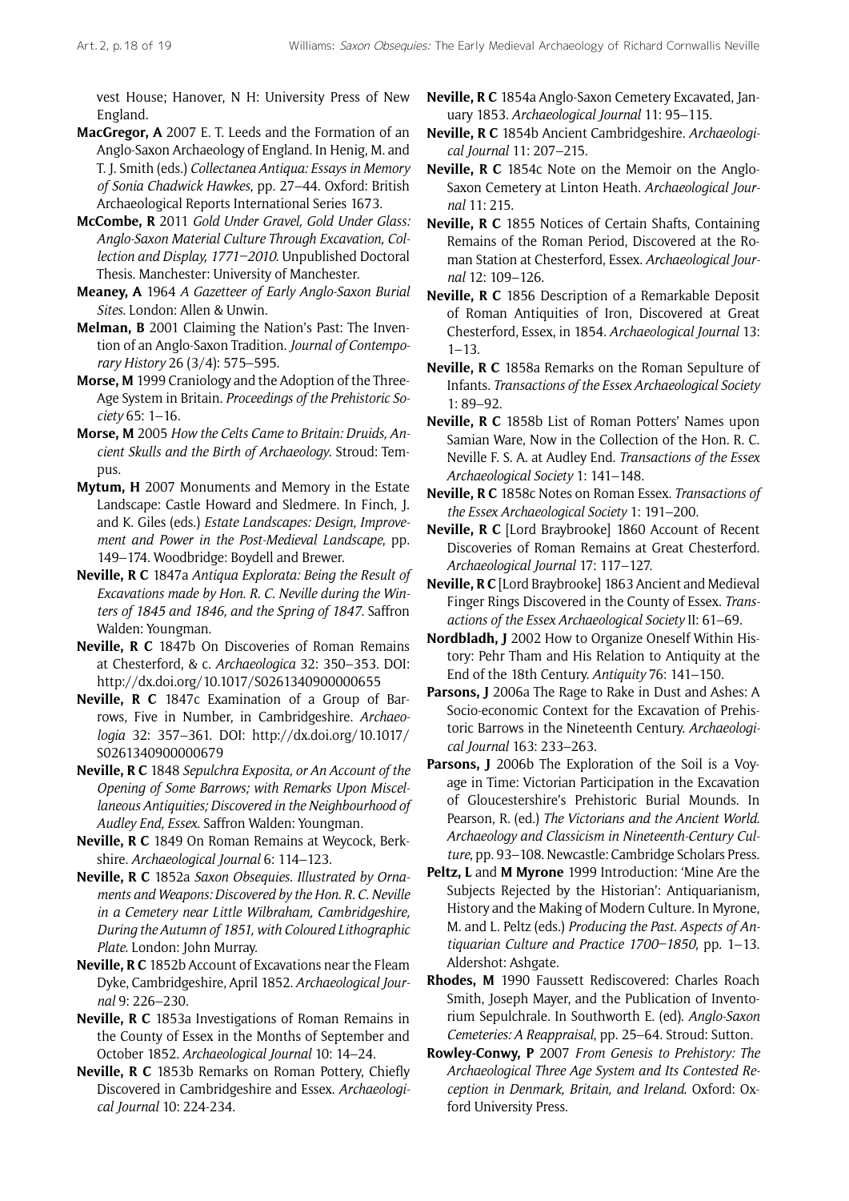vest House; Hanover, N H: University Press of New England.

**MacGregor, A** 2007 E. T. Leeds and the Formation of an Anglo-Saxon Archaeology of England. In Henig, M. and T. J. Smith (eds.) *Collectanea Antiqua: Essays in Memory of Sonia Chadwick Hawkes*, pp. 27–44. Oxford: British Archaeological Reports International Series 1673.

**McCombe, R** 2011 *Gold Under Gravel, Gold Under Glass: Anglo-Saxon Material Culture Through Excavation, Collection and Display, 1771–2010*. Unpublished Doctoral Thesis. Manchester: University of Manchester.

**Meaney, A** 1964 *A Gazetteer of Early Anglo-Saxon Burial Sites*. London: Allen & Unwin.

**Melman, B** 2001 Claiming the Nation's Past: The Invention of an Anglo-Saxon Tradition. *Journal of Contemporary History* 26 (3/4): 575–595.

**Morse, M** 1999 Craniology and the Adoption of the Three-Age System in Britain. *Proceedings of the Prehistoric Society* 65: 1–16.

**Morse, M** 2005 *How the Celts Came to Britain: Druids, Ancient Skulls and the Birth of Archaeology*. Stroud: Tempus.

**Mytum, H** 2007 Monuments and Memory in the Estate Landscape: Castle Howard and Sledmere. In Finch, J. and K. Giles (eds.) *Estate Landscapes: Design, Improvement and Power in the Post-Medieval Landscape*, pp. 149–174. Woodbridge: Boydell and Brewer.

**Neville, R C** 1847a *Antiqua Explorata: Being the Result of Excavations made by Hon. R. C. Neville during the Winters of 1845 and 1846, and the Spring of 1847*. Saffron Walden: Youngman.

**Neville, R C** 1847b On Discoveries of Roman Remains at Chesterford, & c. *Archaeologica* 32: 350–353. DOI: http://dx.doi.org/10.1017/S0261340900000655

**Neville, R C** 1847c Examination of a Group of Barrows, Five in Number, in Cambridgeshire. *Archaeologia* 32: 357–361. DOI: http://dx.doi.org/10.1017/S0261340900000679

**Neville, R C** 1848 *Sepulchra Exposita, or An Account of the Opening of Some Barrows; with Remarks Upon Miscellaneous Antiquities; Discovered in the Neighbourhood of Audley End, Essex*. Saffron Walden: Youngman.

**Neville, R C** 1849 On Roman Remains at Weycock, Berkshire. *Archaeological Journal* 6: 114–123.

**Neville, R C** 1852a *Saxon Obsequies. Illustrated by Ornaments and Weapons: Discovered by the Hon. R. C. Neville in a Cemetery near Little Wilbraham, Cambridgeshire, During the Autumn of 1851, with Coloured Lithographic Plate*. London: John Murray.

**Neville, R C** 1852b Account of Excavations near the Fleam Dyke, Cambridgeshire, April 1852. *Archaeological Journal* 9: 226–230.

**Neville, R C** 1853a Investigations of Roman Remains in the County of Essex in the Months of September and October 1852. *Archaeological Journal* 10: 14–24.

**Neville, R C** 1853b Remarks on Roman Pottery, Chiefly Discovered in Cambridgeshire and Essex. *Archaeological Journal* 10: 224-234.

**Neville, R C** 1854a Anglo-Saxon Cemetery Excavated, January 1853. *Archaeological Journal* 11: 95–115.

**Neville, R C** 1854b Ancient Cambridgeshire. *Archaeological Journal* 11: 207–215.

**Neville, R C** 1854c Note on the Memoir on the Anglo-Saxon Cemetery at Linton Heath. *Archaeological Journal* 11: 215.

**Neville, R C** 1855 Notices of Certain Shafts, Containing Remains of the Roman Period, Discovered at the Roman Station at Chesterford, Essex. *Archaeological Journal* 12: 109–126.

**Neville, R C** 1856 Description of a Remarkable Deposit of Roman Antiquities of Iron, Discovered at Great Chesterford, Essex, in 1854. *Archaeological Journal* 13: 1–13.

**Neville, R C** 1858a Remarks on the Roman Sepulture of Infants. *Transactions of the Essex Archaeological Society* 1: 89–92.

**Neville, R C** 1858b List of Roman Potters' Names upon Samian Ware, Now in the Collection of the Hon. R. C. Neville F. S. A. at Audley End. *Transactions of the Essex Archaeological Society* 1: 141–148.

**Neville, R C** 1858c Notes on Roman Essex. *Transactions of the Essex Archaeological Society* 1: 191–200.

**Neville, R C** [Lord Braybrooke] 1860 Account of Recent Discoveries of Roman Remains at Great Chesterford. *Archaeological Journal* 17: 117–127.

**Neville, R C** [Lord Braybrooke] 1863 Ancient and Medieval Finger Rings Discovered in the County of Essex. *Transactions of the Essex Archaeological Society* II: 61–69.

**Nordbladh, J** 2002 How to Organize Oneself Within History: Pehr Tham and His Relation to Antiquity at the End of the 18th Century. *Antiquity* 76: 141–150.

**Parsons, J** 2006a The Rage to Rake in Dust and Ashes: A Socio-economic Context for the Excavation of Prehistoric Barrows in the Nineteenth Century. *Archaeological Journal* 163: 233–263.

**Parsons, J** 2006b The Exploration of the Soil is a Voyage in Time: Victorian Participation in the Excavation of Gloucestershire's Prehistoric Burial Mounds. In Pearson, R. (ed.) *The Victorians and the Ancient World. Archaeology and Classicism in Nineteenth-Century Culture*, pp. 93–108. Newcastle: Cambridge Scholars Press.

**Peltz, L** and **M Myrone** 1999 Introduction: 'Mine Are the Subjects Rejected by the Historian': Antiquarianism, History and the Making of Modern Culture. In Myrone, M. and L. Peltz (eds.) *Producing the Past. Aspects of Antiquarian Culture and Practice 1700–1850*, pp. 1–13. Aldershot: Ashgate.

**Rhodes, M** 1990 Faussett Rediscovered: Charles Roach Smith, Joseph Mayer, and the Publication of Inventorium Sepulchrale. In Southworth E. (ed). *Anglo-Saxon Cemeteries: A Reappraisal*, pp. 25–64. Stroud: Sutton.

**Rowley-Conwy, P** 2007 *From Genesis to Prehistory: The Archaeological Three Age System and Its Contested Reception in Denmark, Britain, and Ireland*. Oxford: Oxford University Press.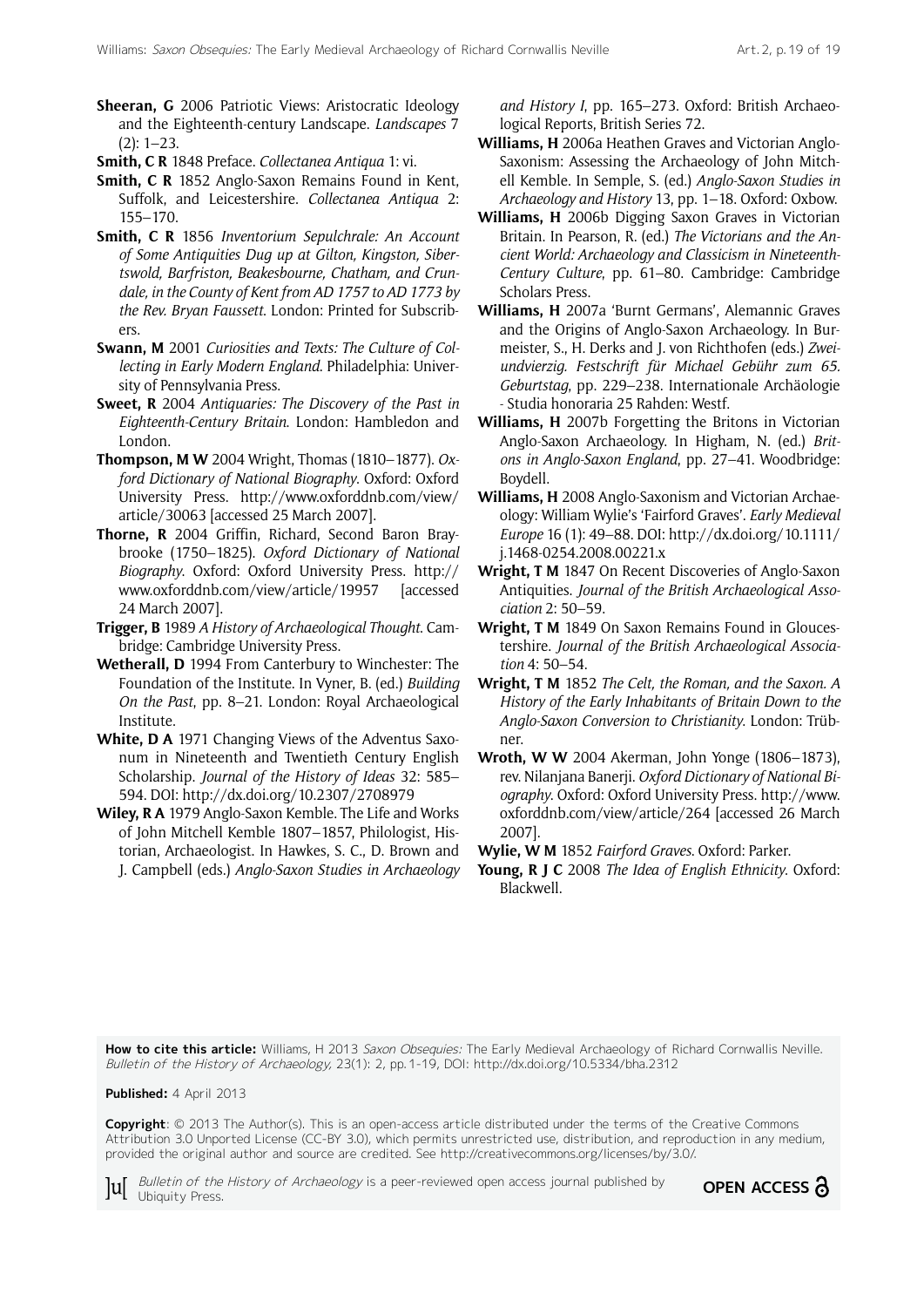**Sheeran, G** 2006 Patriotic Views: Aristocratic Ideology and the Eighteenth-century Landscape. *Landscapes* 7 (2): 1–23.

**Smith, C R** 1848 Preface. *Collectanea Antiqua* 1: vi.

**Smith, C R** 1852 Anglo-Saxon Remains Found in Kent, Suffolk, and Leicestershire. *Collectanea Antiqua* 2: 155–170.

**Smith, C R** 1856 *Inventorium Sepulchrale: An Account of Some Antiquities Dug up at Gilton, Kingston, Sibertswold, Barfriston, Beakesbourne, Chatham, and Crundale, in the County of Kent from AD 1757 to AD 1773 by the Rev. Bryan Faussett*. London: Printed for Subscribers.

**Swann, M** 2001 *Curiosities and Texts: The Culture of Collecting in Early Modern England*. Philadelphia: University of Pennsylvania Press.

**Sweet, R** 2004 *Antiquaries: The Discovery of the Past in Eighteenth-Century Britain*. London: Hambledon and London.

**Thompson, M W** 2004 Wright, Thomas (1810–1877). *Oxford Dictionary of National Biography*. Oxford: Oxford University Press. http://www.oxforddnb.com/view/article/30063 [accessed 25 March 2007].

**Thorne, R** 2004 Griffin, Richard, Second Baron Braybrooke (1750–1825). *Oxford Dictionary of National Biography*. Oxford: Oxford University Press. http://www.oxforddnb.com/view/article/19957 [accessed 24 March 2007].

**Trigger, B** 1989 *A History of Archaeological Thought*. Cambridge: Cambridge University Press.

**Wetherall, D** 1994 From Canterbury to Winchester: The Foundation of the Institute. In Vyner, B. (ed.) *Building On the Past*, pp. 8–21. London: Royal Archaeological Institute.

**White, D A** 1971 Changing Views of the Adventus Saxonum in Nineteenth and Twentieth Century English Scholarship. *Journal of the History of Ideas* 32: 585–594. DOI: http://dx.doi.org/10.2307/2708979

**Wiley, R A** 1979 Anglo-Saxon Kemble. The Life and Works of John Mitchell Kemble 1807–1857, Philologist, Historian, Archaeologist. In Hawkes, S. C., D. Brown and J. Campbell (eds.) *Anglo-Saxon Studies in Archaeology and History I*, pp. 165–273. Oxford: British Archaeological Reports, British Series 72.

**Williams, H** 2006a Heathen Graves and Victorian Anglo-Saxonism: Assessing the Archaeology of John Mitchell Kemble. In Semple, S. (ed.) *Anglo-Saxon Studies in Archaeology and History* 13, pp. 1–18. Oxford: Oxbow.

**Williams, H** 2006b Digging Saxon Graves in Victorian Britain. In Pearson, R. (ed.) *The Victorians and the Ancient World: Archaeology and Classicism in Nineteenth-Century Culture*, pp. 61–80. Cambridge: Cambridge Scholars Press.

**Williams, H** 2007a 'Burnt Germans', Alemannic Graves and the Origins of Anglo-Saxon Archaeology. In Burmeister, S., H. Derks and J. von Richthofen (eds.) *Zweiundvierzig. Festschrift für Michael Gebühr zum 65. Geburtstag*, pp. 229–238. Internationale Archäologie - Studia honoraria 25 Rahden: Westf.

**Williams, H** 2007b Forgetting the Britons in Victorian Anglo-Saxon Archaeology. In Higham, N. (ed.) *Britons in Anglo-Saxon England*, pp. 27–41. Woodbridge: Boydell.

**Williams, H** 2008 Anglo-Saxonism and Victorian Archaeology: William Wylie's 'Fairford Graves'. *Early Medieval Europe* 16 (1): 49–88. DOI: http://dx.doi.org/10.1111/j.1468-0254.2008.00221.x

**Wright, T M** 1847 On Recent Discoveries of Anglo-Saxon Antiquities. *Journal of the British Archaeological Association* 2: 50–59.

**Wright, T M** 1849 On Saxon Remains Found in Gloucestershire. *Journal of the British Archaeological Association* 4: 50–54.

**Wright, T M** 1852 *The Celt, the Roman, and the Saxon. A History of the Early Inhabitants of Britain Down to the Anglo-Saxon Conversion to Christianity*. London: Trübner.

**Wroth, W W** 2004 Akerman, John Yonge (1806–1873), rev. Nilanjana Banerji. *Oxford Dictionary of National Biography*. Oxford: Oxford University Press. http://www.oxforddnb.com/view/article/264 [accessed 26 March 2007].

**Wylie, W M** 1852 *Fairford Graves*. Oxford: Parker.

**Young, R J C** 2008 *The Idea of English Ethnicity*. Oxford: Blackwell.

**How to cite this article:** Williams, H 2013 *Saxon Obsequies:* The Early Medieval Archaeology of Richard Cornwallis Neville. *Bulletin of the History of Archaeology,* 23(1): 2, pp. 1-19, DOI: http://dx.doi.org/10.5334/bha.2312

**Published:** 4 April 2013

**Copyright**: © 2013 The Author(s). This is an open-access article distributed under the terms of the Creative Commons Attribution 3.0 Unported License (CC-BY 3.0), which permits unrestricted use, distribution, and reproduction in any medium, provided the original author and source are credited. See http://creativecommons.org/licenses/by/3.0/.

*Bulletin of the History of Archaeology* is a peer-reviewed open access journal published by Ubiquity Press.

**OPEN ACCESS**